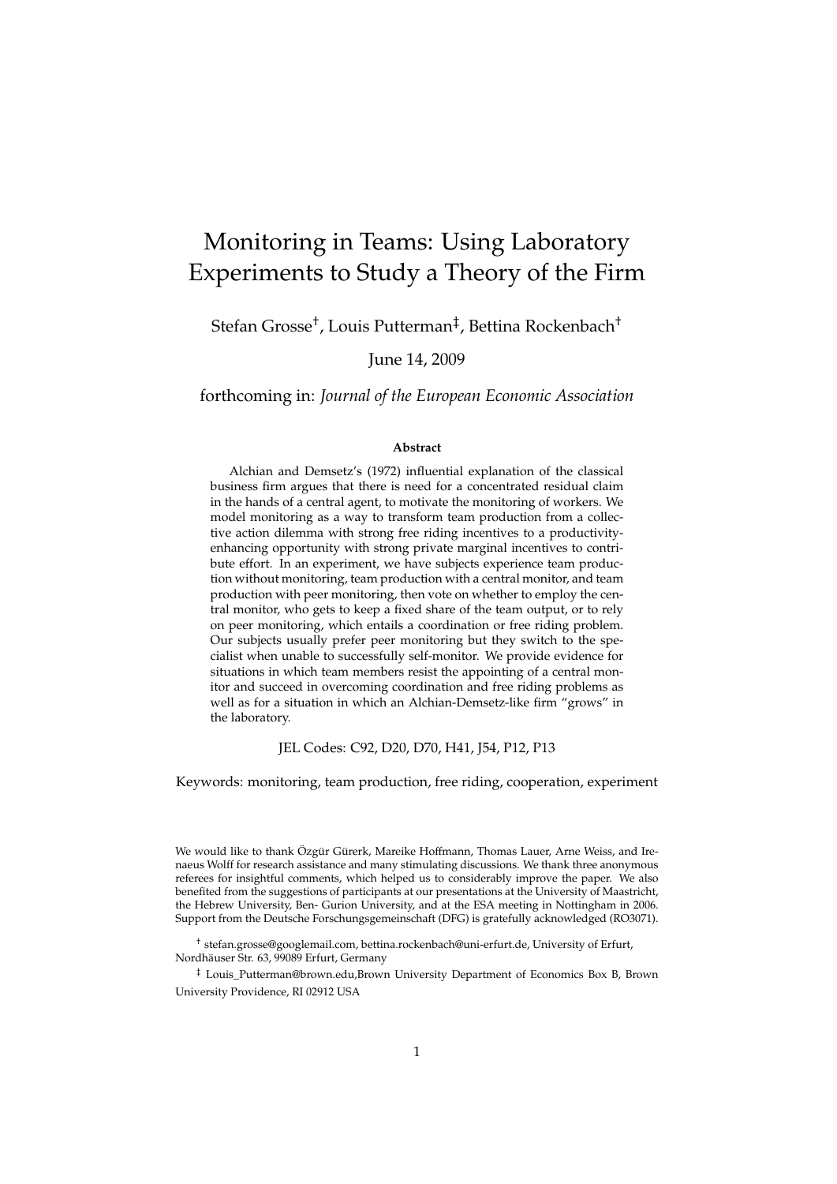# Monitoring in Teams: Using Laboratory Experiments to Study a Theory of the Firm

Stefan Grosse[†], Louis Putterman[‡], Bettina Rockenbach[†]

June 14, 2009

forthcoming in: *Journal of the European Economic Association*

**Abstract**

Alchian and Demsetz's (1972) influential explanation of the classical business firm argues that there is need for a concentrated residual claim in the hands of a central agent, to motivate the monitoring of workers. We model monitoring as a way to transform team production from a collective action dilemma with strong free riding incentives to a productivity-enhancing opportunity with strong private marginal incentives to contribute effort. In an experiment, we have subjects experience team production without monitoring, team production with a central monitor, and team production with peer monitoring, then vote on whether to employ the central monitor, who gets to keep a fixed share of the team output, or to rely on peer monitoring, which entails a coordination or free riding problem. Our subjects usually prefer peer monitoring but they switch to the specialist when unable to successfully self-monitor. We provide evidence for situations in which team members resist the appointing of a central monitor and succeed in overcoming coordination and free riding problems as well as for a situation in which an Alchian-Demsetz-like firm "grows" in the laboratory.

JEL Codes: C92, D20, D70, H41, J54, P12, P13

Keywords: monitoring, team production, free riding, cooperation, experiment

We would like to thank Özgür Gürerk, Mareike Hoffmann, Thomas Lauer, Arne Weiss, and Irenaeus Wolff for research assistance and many stimulating discussions. We thank three anonymous referees for insightful comments, which helped us to considerably improve the paper. We also benefited from the suggestions of participants at our presentations at the University of Maastricht, the Hebrew University, Ben- Gurion University, and at the ESA meeting in Nottingham in 2006. Support from the Deutsche Forschungsgemeinschaft (DFG) is gratefully acknowledged (RO3071).

[†] stefan.grosse@googlemail.com, bettina.rockenbach@uni-erfurt.de, University of Erfurt, Nordhäuser Str. 63, 99089 Erfurt, Germany

[‡] Louis_Putterman@brown.edu,Brown University Department of Economics Box B, Brown University Providence, RI 02912 USA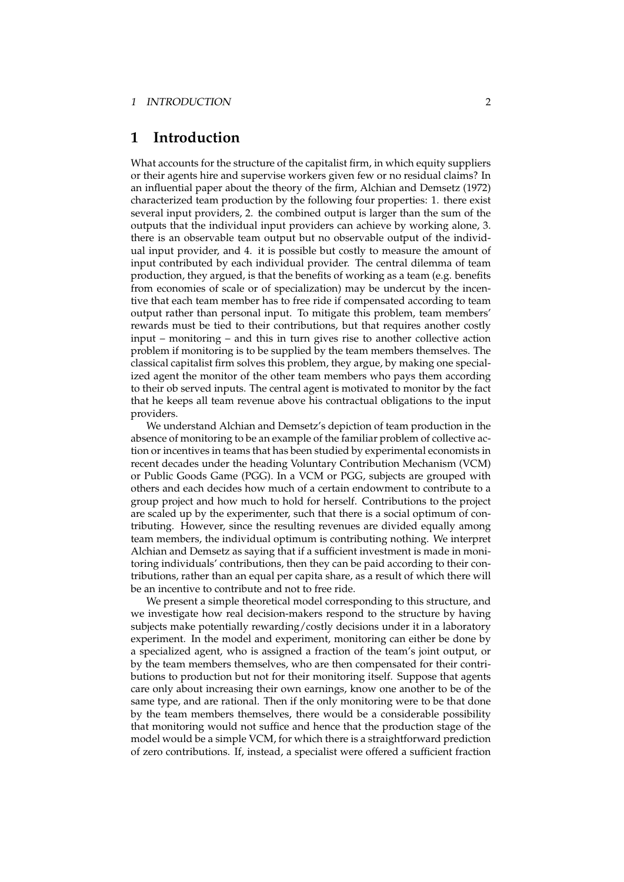# 1 Introduction

What accounts for the structure of the capitalist firm, in which equity suppliers or their agents hire and supervise workers given few or no residual claims? In an influential paper about the theory of the firm, Alchian and Demsetz (1972) characterized team production by the following four properties: 1. there exist several input providers, 2. the combined output is larger than the sum of the outputs that the individual input providers can achieve by working alone, 3. there is an observable team output but no observable output of the individual input provider, and 4. it is possible but costly to measure the amount of input contributed by each individual provider. The central dilemma of team production, they argued, is that the benefits of working as a team (e.g. benefits from economies of scale or of specialization) may be undercut by the incentive that each team member has to free ride if compensated according to team output rather than personal input. To mitigate this problem, team members' rewards must be tied to their contributions, but that requires another costly input – monitoring – and this in turn gives rise to another collective action problem if monitoring is to be supplied by the team members themselves. The classical capitalist firm solves this problem, they argue, by making one specialized agent the monitor of the other team members who pays them according to their ob served inputs. The central agent is motivated to monitor by the fact that he keeps all team revenue above his contractual obligations to the input providers.

We understand Alchian and Demsetz's depiction of team production in the absence of monitoring to be an example of the familiar problem of collective action or incentives in teams that has been studied by experimental economists in recent decades under the heading Voluntary Contribution Mechanism (VCM) or Public Goods Game (PGG). In a VCM or PGG, subjects are grouped with others and each decides how much of a certain endowment to contribute to a group project and how much to hold for herself. Contributions to the project are scaled up by the experimenter, such that there is a social optimum of contributing. However, since the resulting revenues are divided equally among team members, the individual optimum is contributing nothing. We interpret Alchian and Demsetz as saying that if a sufficient investment is made in monitoring individuals' contributions, then they can be paid according to their contributions, rather than an equal per capita share, as a result of which there will be an incentive to contribute and not to free ride.

We present a simple theoretical model corresponding to this structure, and we investigate how real decision-makers respond to the structure by having subjects make potentially rewarding/costly decisions under it in a laboratory experiment. In the model and experiment, monitoring can either be done by a specialized agent, who is assigned a fraction of the team's joint output, or by the team members themselves, who are then compensated for their contributions to production but not for their monitoring itself. Suppose that agents care only about increasing their own earnings, know one another to be of the same type, and are rational. Then if the only monitoring were to be that done by the team members themselves, there would be a considerable possibility that monitoring would not suffice and hence that the production stage of the model would be a simple VCM, for which there is a straightforward prediction of zero contributions. If, instead, a specialist were offered a sufficient fraction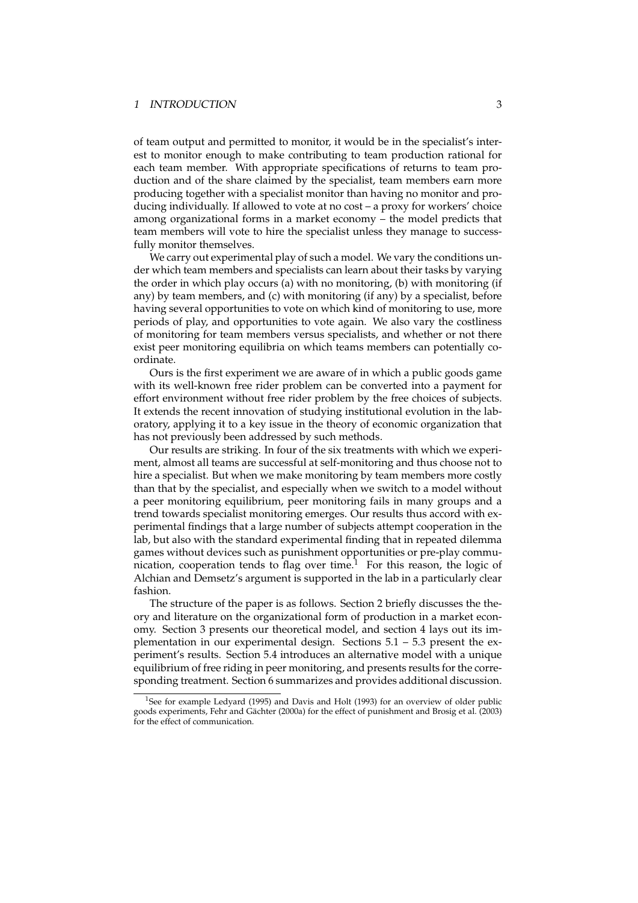of team output and permitted to monitor, it would be in the specialist's interest to monitor enough to make contributing to team production rational for each team member. With appropriate specifications of returns to team production and of the share claimed by the specialist, team members earn more producing together with a specialist monitor than having no monitor and producing individually. If allowed to vote at no cost – a proxy for workers' choice among organizational forms in a market economy – the model predicts that team members will vote to hire the specialist unless they manage to successfully monitor themselves.

We carry out experimental play of such a model. We vary the conditions under which team members and specialists can learn about their tasks by varying the order in which play occurs (a) with no monitoring, (b) with monitoring (if any) by team members, and (c) with monitoring (if any) by a specialist, before having several opportunities to vote on which kind of monitoring to use, more periods of play, and opportunities to vote again. We also vary the costliness of monitoring for team members versus specialists, and whether or not there exist peer monitoring equilibria on which teams members can potentially coordinate.

Ours is the first experiment we are aware of in which a public goods game with its well-known free rider problem can be converted into a payment for effort environment without free rider problem by the free choices of subjects. It extends the recent innovation of studying institutional evolution in the laboratory, applying it to a key issue in the theory of economic organization that has not previously been addressed by such methods.

Our results are striking. In four of the six treatments with which we experiment, almost all teams are successful at self-monitoring and thus choose not to hire a specialist. But when we make monitoring by team members more costly than that by the specialist, and especially when we switch to a model without a peer monitoring equilibrium, peer monitoring fails in many groups and a trend towards specialist monitoring emerges. Our results thus accord with experimental findings that a large number of subjects attempt cooperation in the lab, but also with the standard experimental finding that in repeated dilemma games without devices such as punishment opportunities or pre-play communication, cooperation tends to flag over time.[1] For this reason, the logic of Alchian and Demsetz's argument is supported in the lab in a particularly clear fashion.

The structure of the paper is as follows. Section 2 briefly discusses the theory and literature on the organizational form of production in a market economy. Section 3 presents our theoretical model, and section 4 lays out its implementation in our experimental design. Sections 5.1 – 5.3 present the experiment's results. Section 5.4 introduces an alternative model with a unique equilibrium of free riding in peer monitoring, and presents results for the corresponding treatment. Section 6 summarizes and provides additional discussion.

[1] See for example Ledyard (1995) and Davis and Holt (1993) for an overview of older public goods experiments, Fehr and Gächter (2000a) for the effect of punishment and Brosig et al. (2003) for the effect of communication.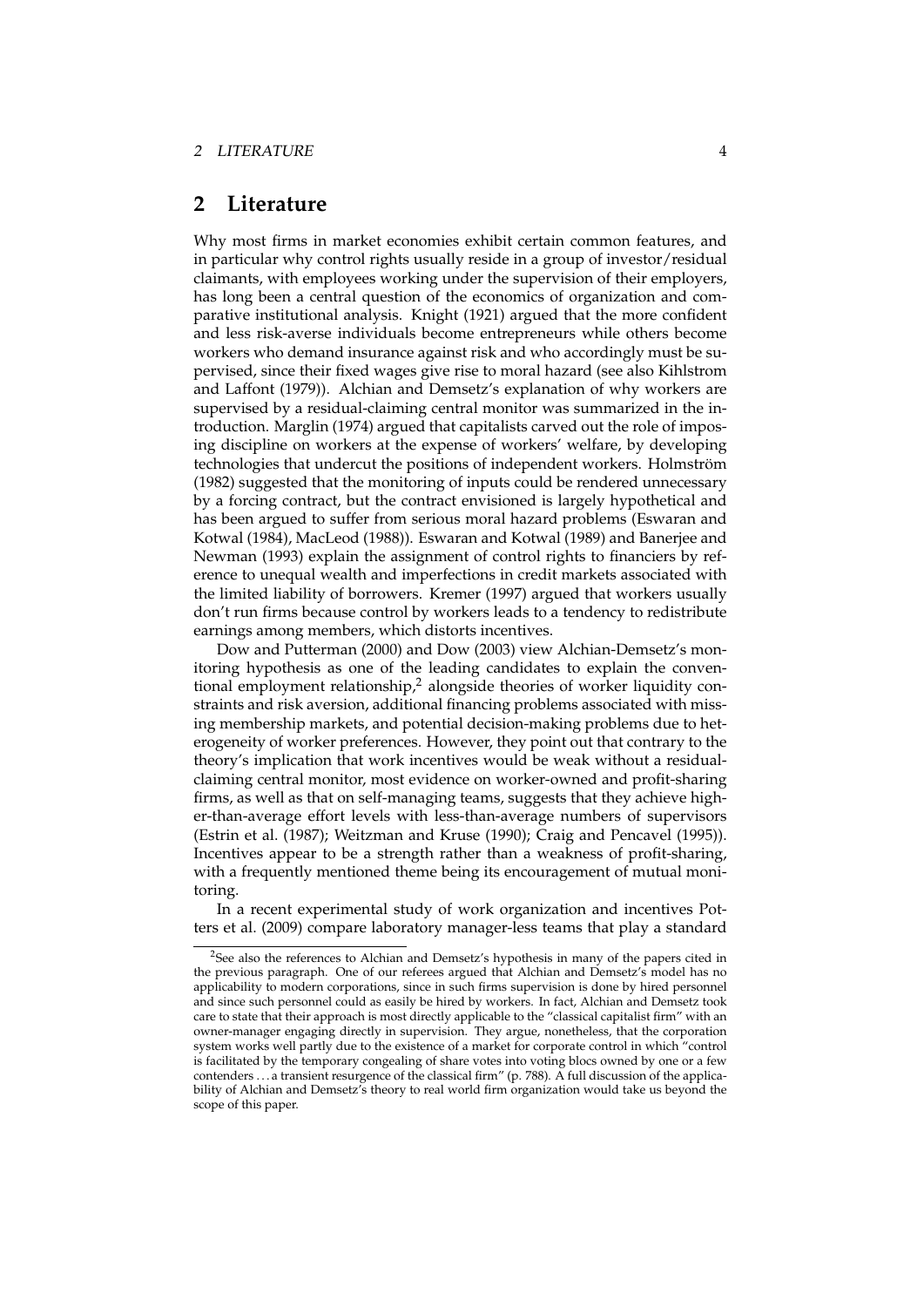## 2 Literature

Why most firms in market economies exhibit certain common features, and in particular why control rights usually reside in a group of investor/residual claimants, with employees working under the supervision of their employers, has long been a central question of the economics of organization and comparative institutional analysis. Knight (1921) argued that the more confident and less risk-averse individuals become entrepreneurs while others become workers who demand insurance against risk and who accordingly must be supervised, since their fixed wages give rise to moral hazard (see also Kihlstrom and Laffont (1979)). Alchian and Demsetz's explanation of why workers are supervised by a residual-claiming central monitor was summarized in the introduction. Marglin (1974) argued that capitalists carved out the role of imposing discipline on workers at the expense of workers' welfare, by developing technologies that undercut the positions of independent workers. Holmström (1982) suggested that the monitoring of inputs could be rendered unnecessary by a forcing contract, but the contract envisioned is largely hypothetical and has been argued to suffer from serious moral hazard problems (Eswaran and Kotwal (1984), MacLeod (1988)). Eswaran and Kotwal (1989) and Banerjee and Newman (1993) explain the assignment of control rights to financiers by reference to unequal wealth and imperfections in credit markets associated with the limited liability of borrowers. Kremer (1997) argued that workers usually don't run firms because control by workers leads to a tendency to redistribute earnings among members, which distorts incentives.

Dow and Putterman (2000) and Dow (2003) view Alchian-Demsetz's monitoring hypothesis as one of the leading candidates to explain the conventional employment relationship,[2] alongside theories of worker liquidity constraints and risk aversion, additional financing problems associated with missing membership markets, and potential decision-making problems due to heterogeneity of worker preferences. However, they point out that contrary to the theory's implication that work incentives would be weak without a residual-claiming central monitor, most evidence on worker-owned and profit-sharing firms, as well as that on self-managing teams, suggests that they achieve higher-than-average effort levels with less-than-average numbers of supervisors (Estrin et al. (1987); Weitzman and Kruse (1990); Craig and Pencavel (1995)). Incentives appear to be a strength rather than a weakness of profit-sharing, with a frequently mentioned theme being its encouragement of mutual monitoring.

In a recent experimental study of work organization and incentives Potters et al. (2009) compare laboratory manager-less teams that play a standard

[2]See also the references to Alchian and Demsetz's hypothesis in many of the papers cited in the previous paragraph. One of our referees argued that Alchian and Demsetz's model has no applicability to modern corporations, since in such firms supervision is done by hired personnel and since such personnel could as easily be hired by workers. In fact, Alchian and Demsetz took care to state that their approach is most directly applicable to the "classical capitalist firm" with an owner-manager engaging directly in supervision. They argue, nonetheless, that the corporation system works well partly due to the existence of a market for corporate control in which "control is facilitated by the temporary congealing of share votes into voting blocs owned by one or a few contenders ... a transient resurgence of the classical firm" (p. 788). A full discussion of the applicability of Alchian and Demsetz's theory to real world firm organization would take us beyond the scope of this paper.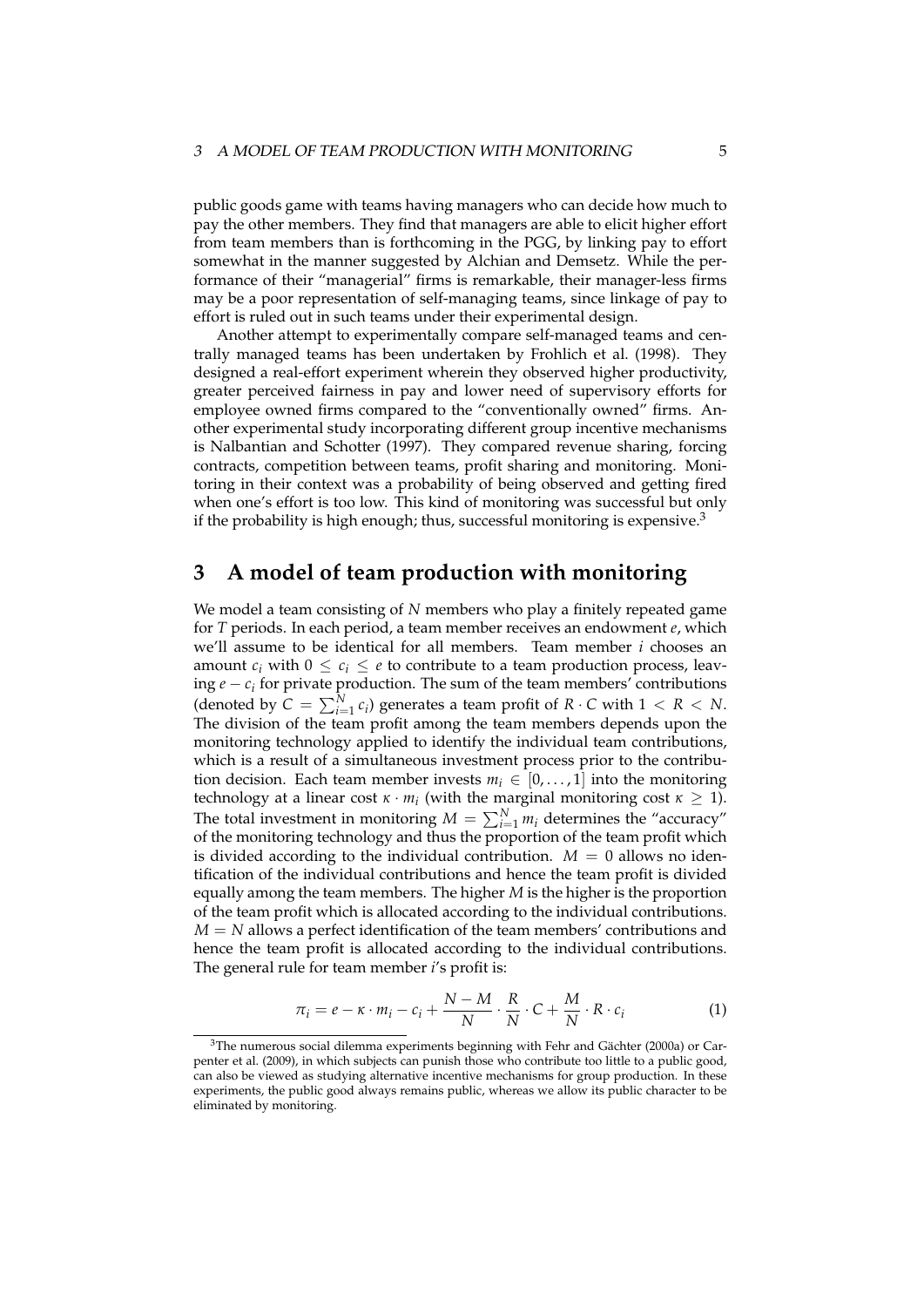public goods game with teams having managers who can decide how much to pay the other members. They find that managers are able to elicit higher effort from team members than is forthcoming in the PGG, by linking pay to effort somewhat in the manner suggested by Alchian and Demsetz. While the performance of their "managerial" firms is remarkable, their manager-less firms may be a poor representation of self-managing teams, since linkage of pay to effort is ruled out in such teams under their experimental design.

Another attempt to experimentally compare self-managed teams and centrally managed teams has been undertaken by Frohlich et al. (1998). They designed a real-effort experiment wherein they observed higher productivity, greater perceived fairness in pay and lower need of supervisory efforts for employee owned firms compared to the "conventionally owned" firms. Another experimental study incorporating different group incentive mechanisms is Nalbantian and Schotter (1997). They compared revenue sharing, forcing contracts, competition between teams, profit sharing and monitoring. Monitoring in their context was a probability of being observed and getting fired when one's effort is too low. This kind of monitoring was successful but only if the probability is high enough; thus, successful monitoring is expensive.[3]

# 3 A model of team production with monitoring

We model a team consisting of $N$ members who play a finitely repeated game for $T$ periods. In each period, a team member receives an endowment $e$, which we'll assume to be identical for all members. Team member $i$ chooses an amount $c_i$ with $0 \leq c_i \leq e$ to contribute to a team production process, leaving $e - c_i$ for private production. The sum of the team members' contributions (denoted by $C = \sum_{i=1}^{N} c_i$) generates a team profit of $R \cdot C$ with $1 < R < N$. The division of the team profit among the team members depends upon the monitoring technology applied to identify the individual team contributions, which is a result of a simultaneous investment process prior to the contribution decision. Each team member invests $m_i \in [0, \ldots, 1]$ into the monitoring technology at a linear cost $\kappa \cdot m_i$ (with the marginal monitoring cost $\kappa \geq 1$). The total investment in monitoring $M = \sum_{i=1}^{N} m_i$ determines the "accuracy" of the monitoring technology and thus the proportion of the team profit which is divided according to the individual contribution. $M = 0$ allows no identification of the individual contributions and hence the team profit is divided equally among the team members. The higher $M$ is the higher is the proportion of the team profit which is allocated according to the individual contributions. $M = N$ allows a perfect identification of the team members' contributions and hence the team profit is allocated according to the individual contributions. The general rule for team member $i$'s profit is:

$$\pi_i = e - \kappa \cdot m_i - c_i + \frac{N - M}{N} \cdot \frac{R}{N} \cdot C + \frac{M}{N} \cdot R \cdot c_i \tag{1}$$

[3] The numerous social dilemma experiments beginning with Fehr and Gächter (2000a) or Carpenter et al. (2009), in which subjects can punish those who contribute too little to a public good, can also be viewed as studying alternative incentive mechanisms for group production. In these experiments, the public good always remains public, whereas we allow its public character to be eliminated by monitoring.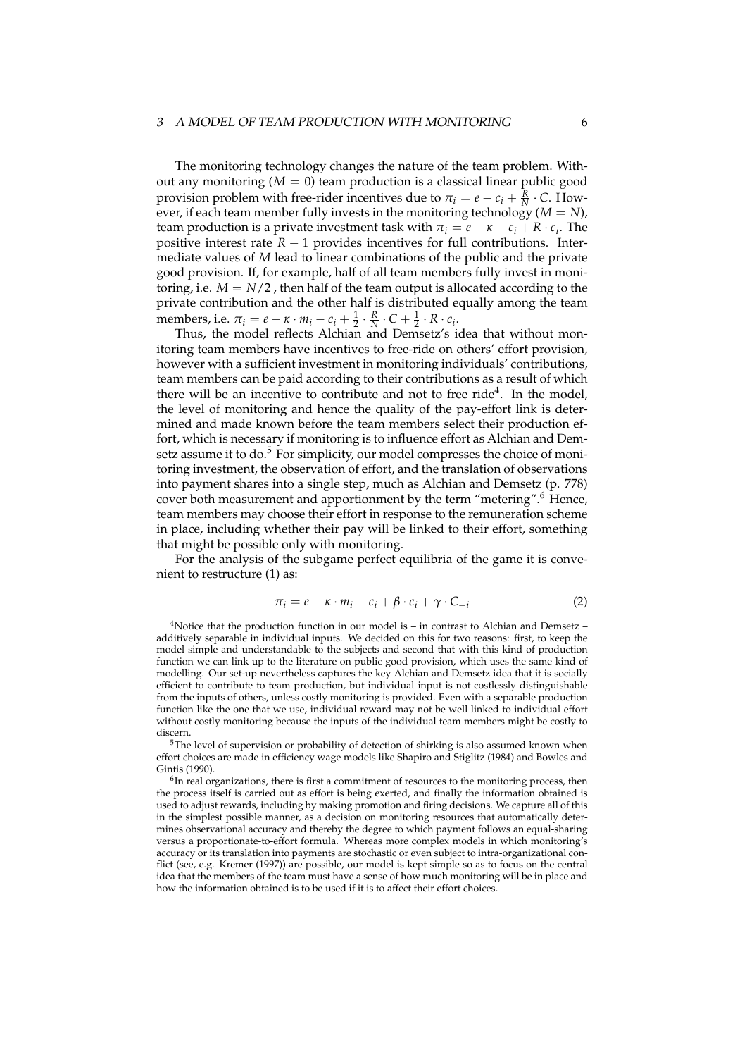The monitoring technology changes the nature of the team problem. Without any monitoring ($M = 0$) team production is a classical linear public good provision problem with free-rider incentives due to $\pi_i = e - c_i + \frac{R}{N} \cdot C$. However, if each team member fully invests in the monitoring technology ($M = N$), team production is a private investment task with $\pi_i = e - \kappa - c_i + R \cdot c_i$. The positive interest rate $R - 1$ provides incentives for full contributions. Intermediate values of $M$ lead to linear combinations of the public and the private good provision. If, for example, half of all team members fully invest in monitoring, i.e. $M = N/2$ , then half of the team output is allocated according to the private contribution and the other half is distributed equally among the team members, i.e. $\pi_i = e - \kappa \cdot m_i - c_i + \frac{1}{2} \cdot \frac{R}{N} \cdot C + \frac{1}{2} \cdot R \cdot c_i$.

Thus, the model reflects Alchian and Demsetz's idea that without monitoring team members have incentives to free-ride on others' effort provision, however with a sufficient investment in monitoring individuals' contributions, team members can be paid according to their contributions as a result of which there will be an incentive to contribute and not to free ride[4]. In the model, the level of monitoring and hence the quality of the pay-effort link is determined and made known before the team members select their production effort, which is necessary if monitoring is to influence effort as Alchian and Demsetz assume it to do.[5] For simplicity, our model compresses the choice of monitoring investment, the observation of effort, and the translation of observations into payment shares into a single step, much as Alchian and Demsetz (p. 778) cover both measurement and apportionment by the term "metering".[6] Hence, team members may choose their effort in response to the remuneration scheme in place, including whether their pay will be linked to their effort, something that might be possible only with monitoring.

For the analysis of the subgame perfect equilibria of the game it is convenient to restructure (1) as:

$$\pi_i = e - \kappa \cdot m_i - c_i + \beta \cdot c_i + \gamma \cdot C_{-i} \tag{2}$$

[4] Notice that the production function in our model is – in contrast to Alchian and Demsetz – additively separable in individual inputs. We decided on this for two reasons: first, to keep the model simple and understandable to the subjects and second that with this kind of production function we can link up to the literature on public good provision, which uses the same kind of modelling. Our set-up nevertheless captures the key Alchian and Demsetz idea that it is socially efficient to contribute to team production, but individual input is not costlessly distinguishable from the inputs of others, unless costly monitoring is provided. Even with a separable production function like the one that we use, individual reward may not be well linked to individual effort without costly monitoring because the inputs of the individual team members might be costly to discern.

[5] The level of supervision or probability of detection of shirking is also assumed known when effort choices are made in efficiency wage models like Shapiro and Stiglitz (1984) and Bowles and Gintis (1990).

[6] In real organizations, there is first a commitment of resources to the monitoring process, then the process itself is carried out as effort is being exerted, and finally the information obtained is used to adjust rewards, including by making promotion and firing decisions. We capture all of this in the simplest possible manner, as a decision on monitoring resources that automatically determines observational accuracy and thereby the degree to which payment follows an equal-sharing versus a proportionate-to-effort formula. Whereas more complex models in which monitoring's accuracy or its translation into payments are stochastic or even subject to intra-organizational conflict (see, e.g. Kremer (1997)) are possible, our model is kept simple so as to focus on the central idea that the members of the team must have a sense of how much monitoring will be in place and how the information obtained is to be used if it is to affect their effort choices.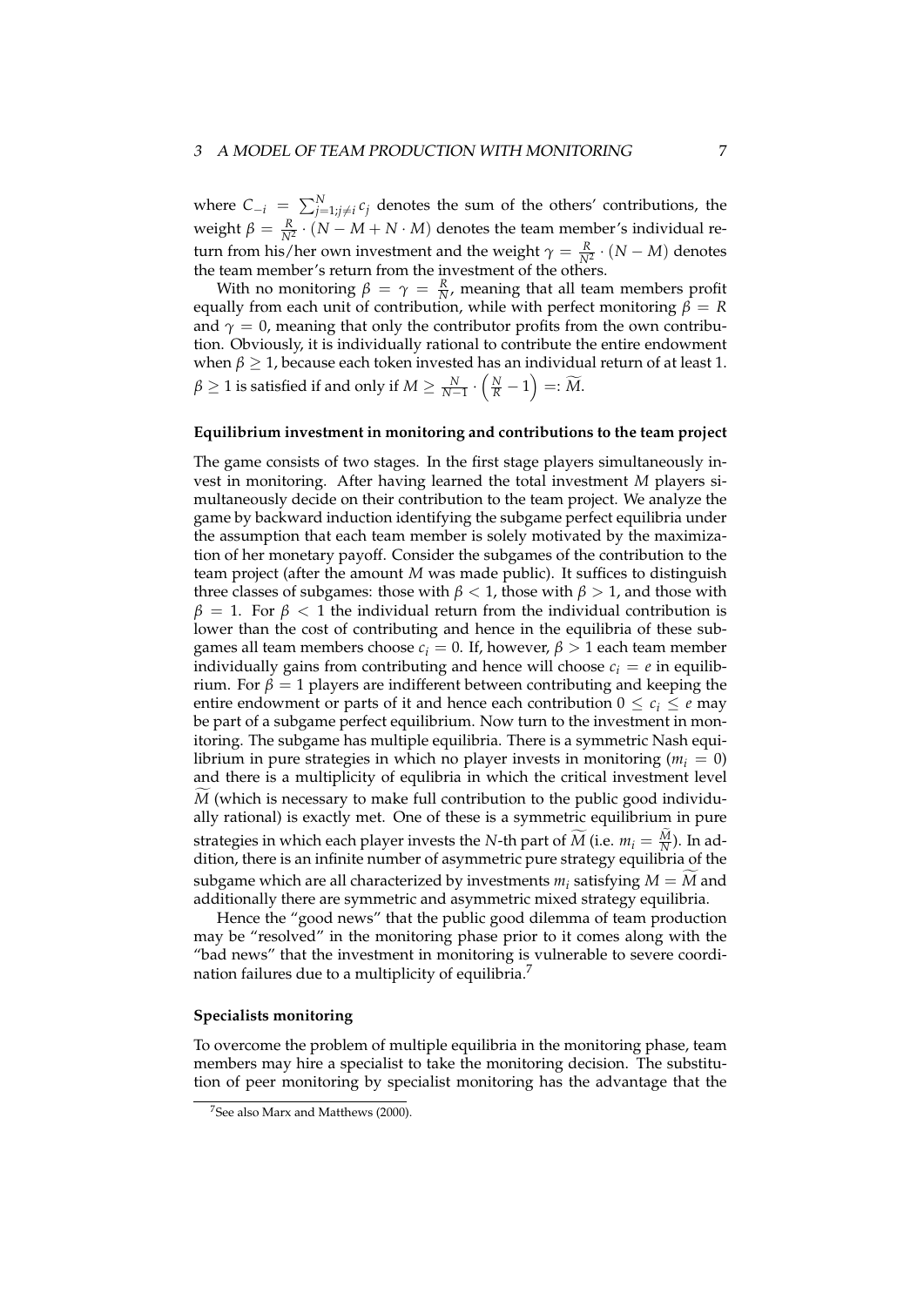where $C_{-i} = \sum_{j=1;j\neq i}^{N} c_j$ denotes the sum of the others' contributions, the weight $\beta = \frac{R}{N^2} \cdot (N - M + N \cdot M)$ denotes the team member's individual return from his/her own investment and the weight $\gamma = \frac{R}{N^2} \cdot (N - M)$ denotes the team member's return from the investment of the others.

With no monitoring $\beta = \gamma = \frac{R}{N}$, meaning that all team members profit equally from each unit of contribution, while with perfect monitoring $\beta = R$ and $\gamma = 0$, meaning that only the contributor profits from the own contribution. Obviously, it is individually rational to contribute the entire endowment when $\beta \geq 1$, because each token invested has an individual return of at least 1. $\beta \geq 1$ is satisfied if and only if $M \geq \frac{N}{N-1} \cdot \left(\frac{N}{R} - 1\right) =: \widetilde{M}$.

**Equilibrium investment in monitoring and contributions to the team project**

The game consists of two stages. In the first stage players simultaneously invest in monitoring. After having learned the total investment $M$ players simultaneously decide on their contribution to the team project. We analyze the game by backward induction identifying the subgame perfect equilibria under the assumption that each team member is solely motivated by the maximization of her monetary payoff. Consider the subgames of the contribution to the team project (after the amount $M$ was made public). It suffices to distinguish three classes of subgames: those with $\beta < 1$, those with $\beta > 1$, and those with $\beta = 1$. For $\beta < 1$ the individual return from the individual contribution is lower than the cost of contributing and hence in the equilibria of these subgames all team members choose $c_i = 0$. If, however, $\beta > 1$ each team member individually gains from contributing and hence will choose $c_i = e$ in equilibrium. For $\beta = 1$ players are indifferent between contributing and keeping the entire endowment or parts of it and hence each contribution $0 \leq c_i \leq e$ may be part of a subgame perfect equilibrium. Now turn to the investment in monitoring. The subgame has multiple equilibria. There is a symmetric Nash equilibrium in pure strategies in which no player invests in monitoring ($m_i = 0$) and there is a multiplicity of equlibria in which the critical investment level $\widetilde{M}$ (which is necessary to make full contribution to the public good individually rational) is exactly met. One of these is a symmetric equilibrium in pure strategies in which each player invests the $N$-th part of $\widetilde{M}$ (i.e. $m_i = \frac{\widetilde{M}}{N}$). In addition, there is an infinite number of asymmetric pure strategy equilibria of the subgame which are all characterized by investments $m_i$ satisfying $M = \widetilde{M}$ and additionally there are symmetric and asymmetric mixed strategy equilibria.

Hence the "good news" that the public good dilemma of team production may be "resolved" in the monitoring phase prior to it comes along with the "bad news" that the investment in monitoring is vulnerable to severe coordination failures due to a multiplicity of equilibria.[7]

**Specialists monitoring**

To overcome the problem of multiple equilibria in the monitoring phase, team members may hire a specialist to take the monitoring decision. The substitution of peer monitoring by specialist monitoring has the advantage that the

[7] See also Marx and Matthews (2000).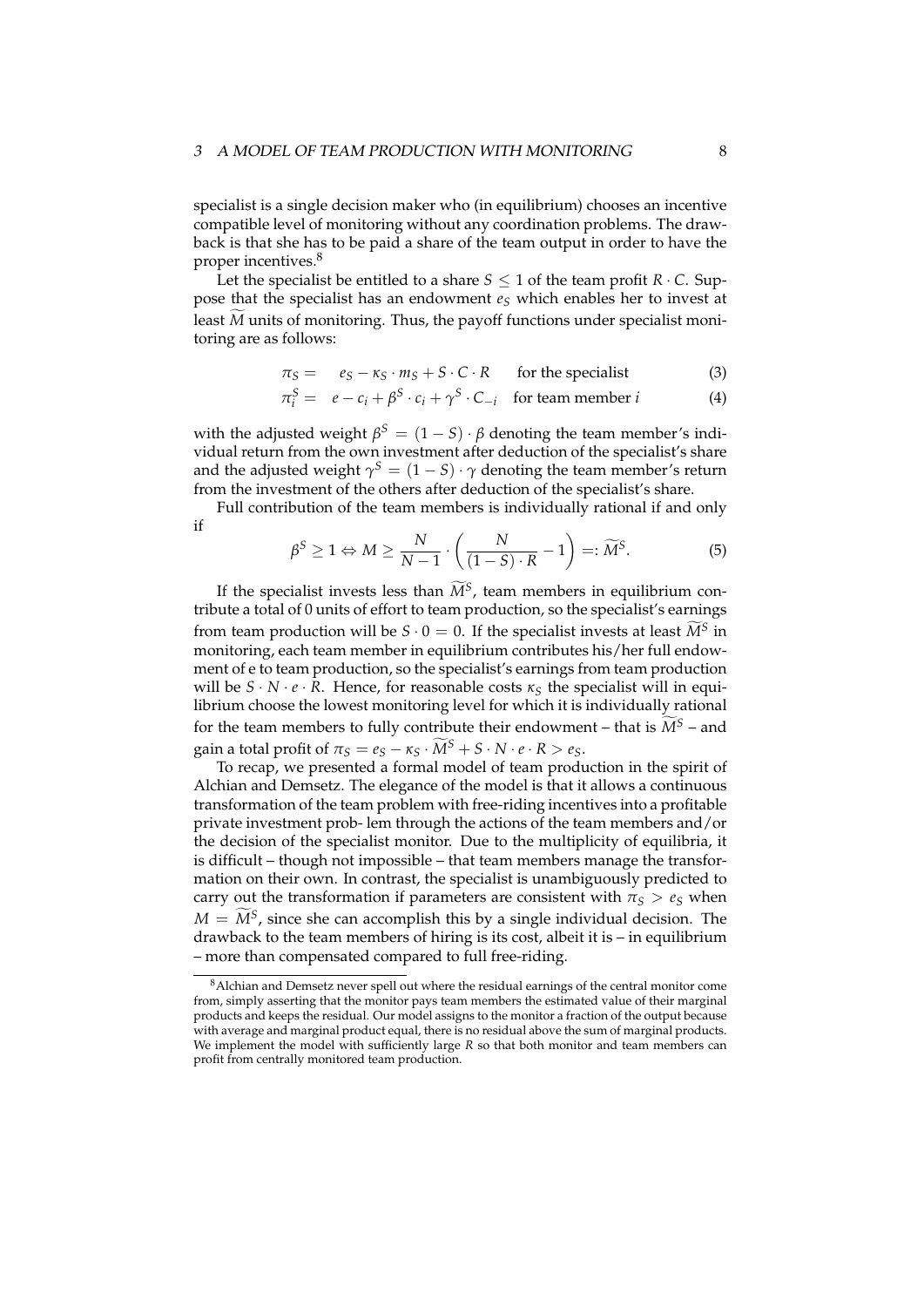specialist is a single decision maker who (in equilibrium) chooses an incentive compatible level of monitoring without any coordination problems. The drawback is that she has to be paid a share of the team output in order to have the proper incentives.[8]

Let the specialist be entitled to a share $S \leq 1$ of the team profit $R \cdot C$. Suppose that the specialist has an endowment $e_S$ which enables her to invest at least $\widetilde{M}$ units of monitoring. Thus, the payoff functions under specialist monitoring are as follows:

$$\pi_S = \quad e_S - \kappa_S \cdot m_S + S \cdot C \cdot R \qquad \text{for the specialist} \tag{3}$$

$$\pi_i^S = \quad e - c_i + \beta^S \cdot c_i + \gamma^S \cdot C_{-i} \quad \text{for team member } i \tag{4}$$

with the adjusted weight $\beta^S = (1 - S) \cdot \beta$ denoting the team member's individual return from the own investment after deduction of the specialist's share and the adjusted weight $\gamma^S = (1 - S) \cdot \gamma$ denoting the team member's return from the investment of the others after deduction of the specialist's share.

Full contribution of the team members is individually rational if and only if

$$\beta^S \geq 1 \Leftrightarrow M \geq \frac{N}{N-1} \cdot \left( \frac{N}{(1-S) \cdot R} - 1 \right) =: \widetilde{M}^S. \tag{5}$$

If the specialist invests less than $\widetilde{M}^S$, team members in equilibrium contribute a total of 0 units of effort to team production, so the specialist's earnings from team production will be $S \cdot 0 = 0$. If the specialist invests at least $\widetilde{M}^S$ in monitoring, each team member in equilibrium contributes his/her full endowment of e to team production, so the specialist's earnings from team production will be $S \cdot N \cdot e \cdot R$. Hence, for reasonable costs $\kappa_S$ the specialist will in equilibrium choose the lowest monitoring level for which it is individually rational for the team members to fully contribute their endowment – that is $\widetilde{M}^S$ – and gain a total profit of $\pi_S = e_S - \kappa_S \cdot \widetilde{M}^S + S \cdot N \cdot e \cdot R > e_S$.

To recap, we presented a formal model of team production in the spirit of Alchian and Demsetz. The elegance of the model is that it allows a continuous transformation of the team problem with free-riding incentives into a profitable private investment prob- lem through the actions of the team members and/or the decision of the specialist monitor. Due to the multiplicity of equilibria, it is difficult – though not impossible – that team members manage the transformation on their own. In contrast, the specialist is unambiguously predicted to carry out the transformation if parameters are consistent with $\pi_S > e_S$ when $M = \widetilde{M}^S$, since she can accomplish this by a single individual decision. The drawback to the team members of hiring is its cost, albeit it is – in equilibrium – more than compensated compared to full free-riding.

---

[8] Alchian and Demsetz never spell out where the residual earnings of the central monitor come from, simply asserting that the monitor pays team members the estimated value of their marginal products and keeps the residual. Our model assigns to the monitor a fraction of the output because with average and marginal product equal, there is no residual above the sum of marginal products. We implement the model with sufficiently large $R$ so that both monitor and team members can profit from centrally monitored team production.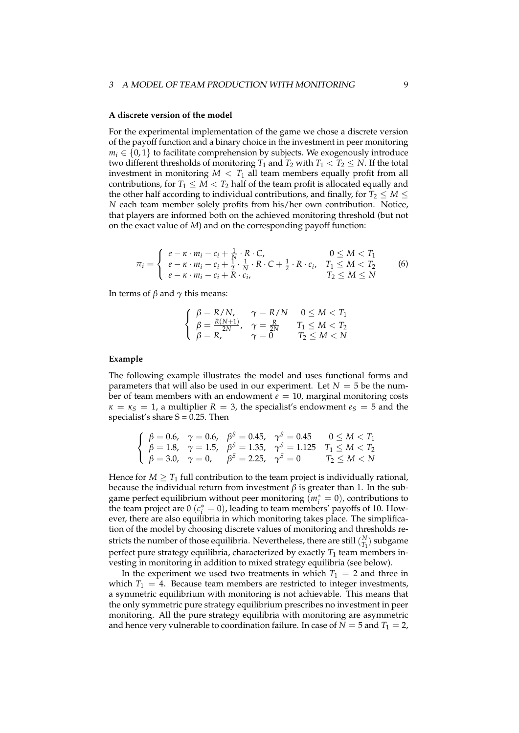**A discrete version of the model**

For the experimental implementation of the game we chose a discrete version of the payoff function and a binary choice in the investment in peer monitoring $m_i \in \{0, 1\}$ to facilitate comprehension by subjects. We exogenously introduce two different thresholds of monitoring $T_1$ and $T_2$ with $T_1 < T_2 \leq N$. If the total investment in monitoring $M < T_1$ all team members equally profit from all contributions, for $T_1 \leq M < T_2$ half of the team profit is allocated equally and the other half according to individual contributions, and finally, for $T_2 \leq M \leq N$ each team member solely profits from his/her own contribution. Notice, that players are informed both on the achieved monitoring threshold (but not on the exact value of $M$) and on the corresponding payoff function:

$$\pi_i = \begin{cases} e - \kappa \cdot m_i - c_i + \frac{1}{N} \cdot R \cdot C, & 0 \leq M < T_1 \\ e - \kappa \cdot m_i - c_i + \frac{1}{2} \cdot \frac{1}{N} \cdot R \cdot C + \frac{1}{2} \cdot R \cdot c_i, & T_1 \leq M < T_2 \\ e - \kappa \cdot m_i - c_i + R \cdot c_i, & T_2 \leq M \leq N \end{cases} \tag{6}$$

In terms of $\beta$ and $\gamma$ this means:

$$\begin{cases} \beta = R/N, & \gamma = R/N \quad 0 \leq M < T_1 \\ \beta = \frac{R(N+1)}{2N}, & \gamma = \frac{R}{2N} \quad T_1 \leq M < T_2 \\ \beta = R, & \gamma = 0 \quad T_2 \leq M < N \end{cases}$$

**Example**

The following example illustrates the model and uses functional forms and parameters that will also be used in our experiment. Let $N = 5$ be the number of team members with an endowment $e = 10$, marginal monitoring costs $\kappa = \kappa_S = 1$, a multiplier $R = 3$, the specialist's endowment $e_S = 5$ and the specialist's share S = 0.25. Then

$$\begin{cases} \beta = 0.6, & \gamma = 0.6, & \beta^S = 0.45, & \gamma^S = 0.45 & 0 \leq M < T_1 \\ \beta = 1.8, & \gamma = 1.5, & \beta^S = 1.35, & \gamma^S = 1.125 & T_1 \leq M < T_2 \\ \beta = 3.0, & \gamma = 0, & \beta^S = 2.25, & \gamma^S = 0 & T_2 \leq M < N \end{cases}$$

Hence for $M \geq T_1$ full contribution to the team project is individually rational, because the individual return from investment $\beta$ is greater than 1. In the subgame perfect equilibrium without peer monitoring ($m_i^* = 0$), contributions to the team project are 0 ($c_i^* = 0$), leading to team members' payoffs of 10. However, there are also equilibria in which monitoring takes place. The simplification of the model by choosing discrete values of monitoring and thresholds restricts the number of those equilibria. Nevertheless, there are still $\binom{N}{T_1}$ subgame perfect pure strategy equilibria, characterized by exactly $T_1$ team members investing in monitoring in addition to mixed strategy equilibria (see below).

In the experiment we used two treatments in which $T_1 = 2$ and three in which $T_1 = 4$. Because team members are restricted to integer investments, a symmetric equilibrium with monitoring is not achievable. This means that the only symmetric pure strategy equilibrium prescribes no investment in peer monitoring. All the pure strategy equilibria with monitoring are asymmetric and hence very vulnerable to coordination failure. In case of $N = 5$ and $T_1 = 2$,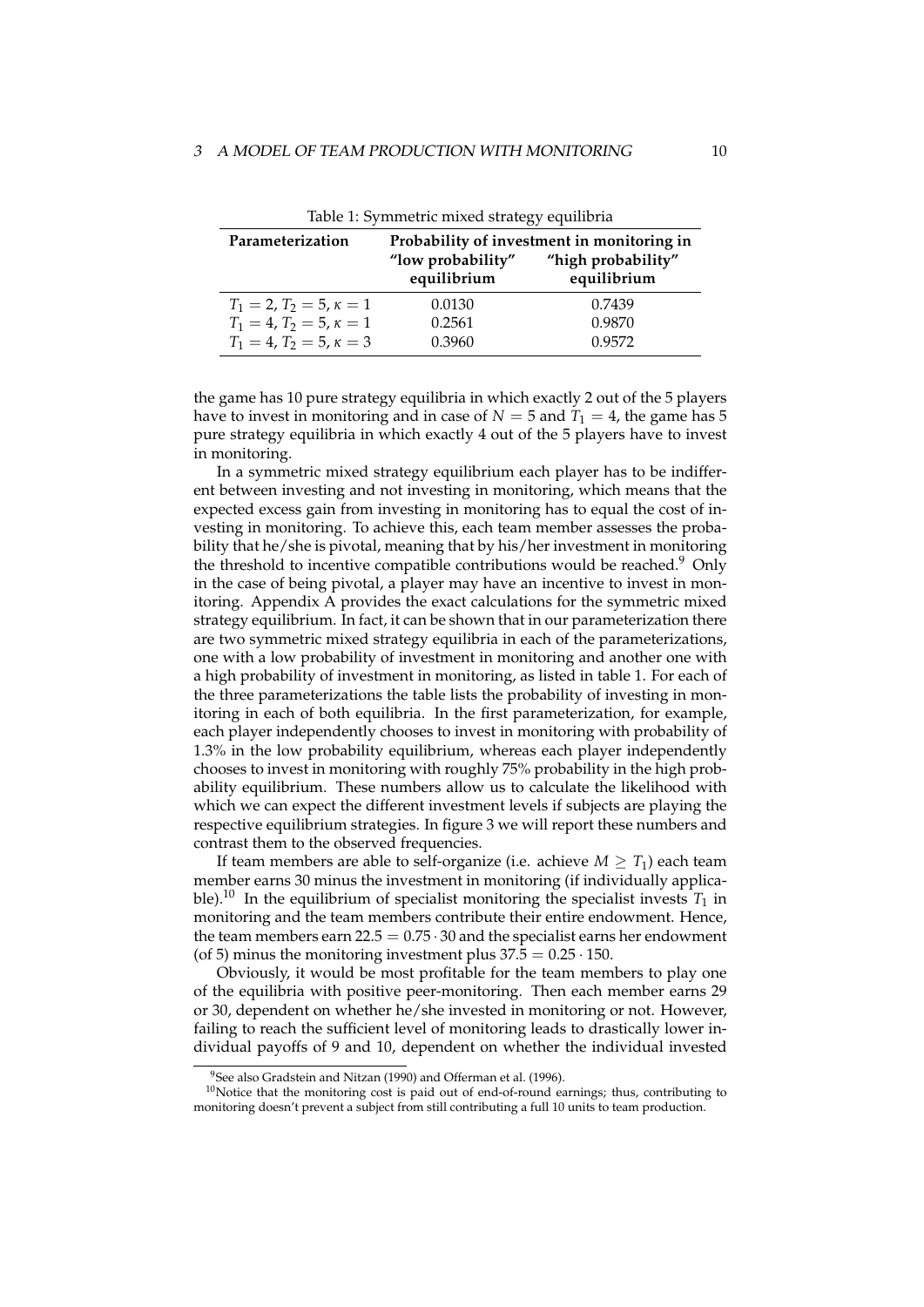Table 1: Symmetric mixed strategy equilibria

| **Parameterization** | **Probability of investment in monitoring in** | |
|---|---|---|
| | **"low probability" equilibrium** | **"high probability" equilibrium** |
| $T_1 = 2$, $T_2 = 5$, $\kappa = 1$ | 0.0130 | 0.7439 |
| $T_1 = 4$, $T_2 = 5$, $\kappa = 1$ | 0.2561 | 0.9870 |
| $T_1 = 4$, $T_2 = 5$, $\kappa = 3$ | 0.3960 | 0.9572 |

the game has 10 pure strategy equilibria in which exactly 2 out of the 5 players have to invest in monitoring and in case of $N = 5$ and $T_1 = 4$, the game has 5 pure strategy equilibria in which exactly 4 out of the 5 players have to invest in monitoring.

In a symmetric mixed strategy equilibrium each player has to be indifferent between investing and not investing in monitoring, which means that the expected excess gain from investing in monitoring has to equal the cost of investing in monitoring. To achieve this, each team member assesses the probability that he/she is pivotal, meaning that by his/her investment in monitoring the threshold to incentive compatible contributions would be reached.[9] Only in the case of being pivotal, a player may have an incentive to invest in monitoring. Appendix A provides the exact calculations for the symmetric mixed strategy equilibrium. In fact, it can be shown that in our parameterization there are two symmetric mixed strategy equilibria in each of the parameterizations, one with a low probability of investment in monitoring and another one with a high probability of investment in monitoring, as listed in table 1. For each of the three parameterizations the table lists the probability of investing in monitoring in each of both equilibria. In the first parameterization, for example, each player independently chooses to invest in monitoring with probability of 1.3% in the low probability equilibrium, whereas each player independently chooses to invest in monitoring with roughly 75% probability in the high probability equilibrium. These numbers allow us to calculate the likelihood with which we can expect the different investment levels if subjects are playing the respective equilibrium strategies. In figure 3 we will report these numbers and contrast them to the observed frequencies.

If team members are able to self-organize (i.e. achieve $M \geq T_1$) each team member earns 30 minus the investment in monitoring (if individually applicable).[10] In the equilibrium of specialist monitoring the specialist invests $T_1$ in monitoring and the team members contribute their entire endowment. Hence, the team members earn $22.5 = 0.75 \cdot 30$ and the specialist earns her endowment (of 5) minus the monitoring investment plus $37.5 = 0.25 \cdot 150$.

Obviously, it would be most profitable for the team members to play one of the equilibria with positive peer-monitoring. Then each member earns 29 or 30, dependent on whether he/she invested in monitoring or not. However, failing to reach the sufficient level of monitoring leads to drastically lower individual payoffs of 9 and 10, dependent on whether the individual invested

[9] See also Gradstein and Nitzan (1990) and Offerman et al. (1996).

[10] Notice that the monitoring cost is paid out of end-of-round earnings; thus, contributing to monitoring doesn't prevent a subject from still contributing a full 10 units to team production.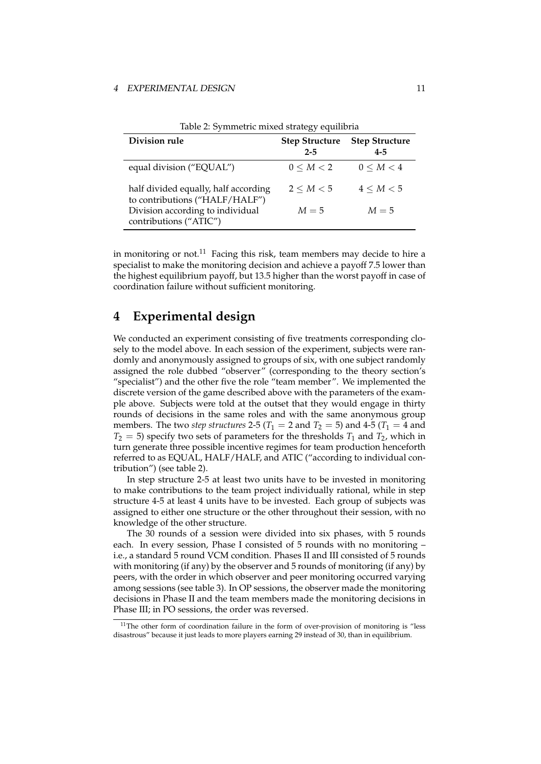Table 2: Symmetric mixed strategy equilibria

| Division rule | Step Structure 2-5 | Step Structure 4-5 |
|---|---|---|
| equal division ("EQUAL") | $0 \leq M < 2$ | $0 \leq M < 4$ |
| half divided equally, half according to contributions ("HALF/HALF") | $2 \leq M < 5$ | $4 \leq M < 5$ |
| Division according to individual contributions ("ATIC") | $M = 5$ | $M = 5$ |

in monitoring or not.[11] Facing this risk, team members may decide to hire a specialist to make the monitoring decision and achieve a payoff 7.5 lower than the highest equilibrium payoff, but 13.5 higher than the worst payoff in case of coordination failure without sufficient monitoring.

# 4 Experimental design

We conducted an experiment consisting of five treatments corresponding closely to the model above. In each session of the experiment, subjects were randomly and anonymously assigned to groups of six, with one subject randomly assigned the role dubbed "observer" (corresponding to the theory section's "specialist") and the other five the role "team member". We implemented the discrete version of the game described above with the parameters of the example above. Subjects were told at the outset that they would engage in thirty rounds of decisions in the same roles and with the same anonymous group members. The two *step structures* 2-5 ($T_1 = 2$ and $T_2 = 5$) and 4-5 ($T_1 = 4$ and $T_2 = 5$) specify two sets of parameters for the thresholds $T_1$ and $T_2$, which in turn generate three possible incentive regimes for team production henceforth referred to as EQUAL, HALF/HALF, and ATIC ("according to individual contribution") (see table 2).

In step structure 2-5 at least two units have to be invested in monitoring to make contributions to the team project individually rational, while in step structure 4-5 at least 4 units have to be invested. Each group of subjects was assigned to either one structure or the other throughout their session, with no knowledge of the other structure.

The 30 rounds of a session were divided into six phases, with 5 rounds each. In every session, Phase I consisted of 5 rounds with no monitoring – i.e., a standard 5 round VCM condition. Phases II and III consisted of 5 rounds with monitoring (if any) by the observer and 5 rounds of monitoring (if any) by peers, with the order in which observer and peer monitoring occurred varying among sessions (see table 3). In OP sessions, the observer made the monitoring decisions in Phase II and the team members made the monitoring decisions in Phase III; in PO sessions, the order was reversed.

[11] The other form of coordination failure in the form of over-provision of monitoring is "less disastrous" because it just leads to more players earning 29 instead of 30, than in equilibrium.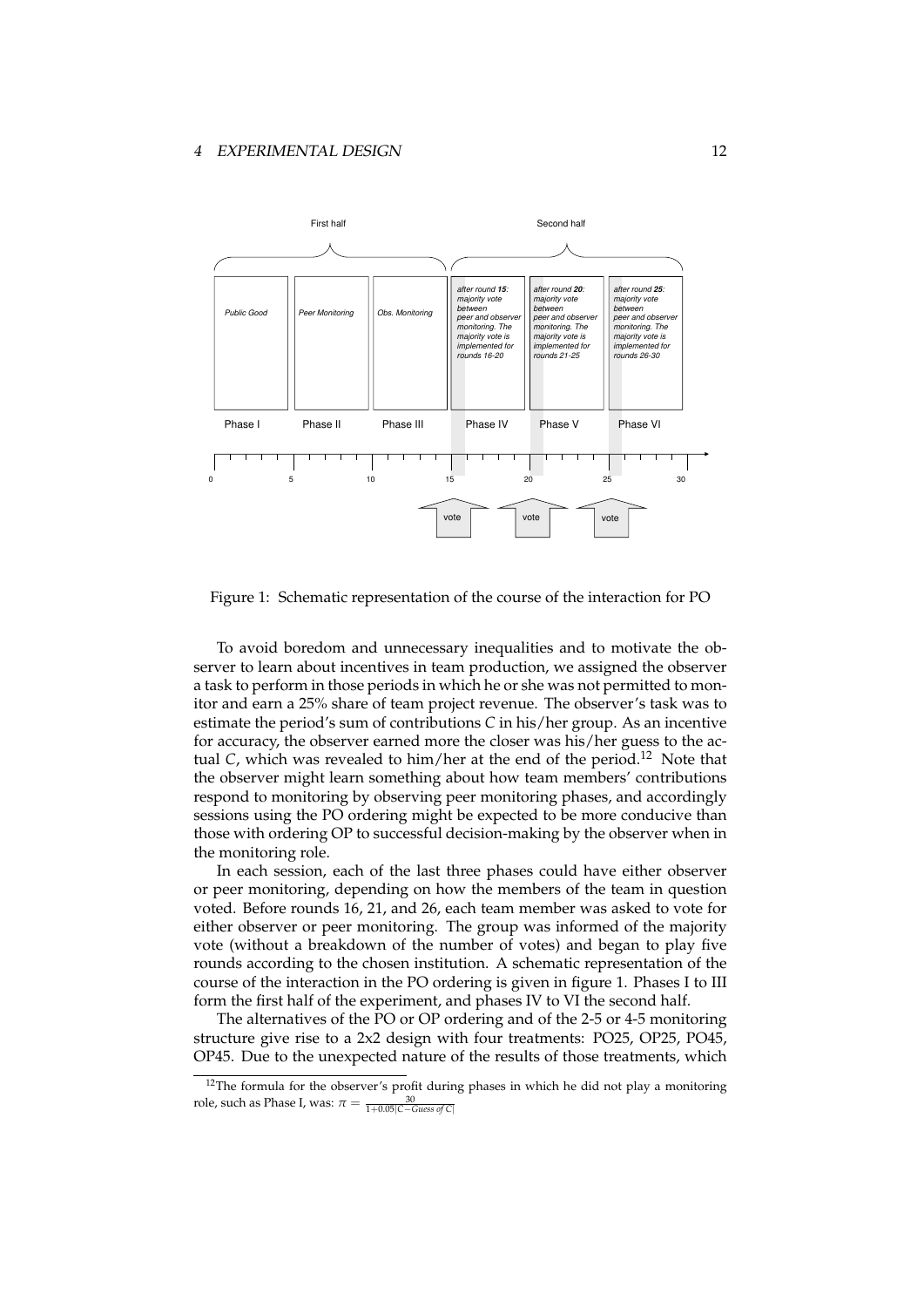Figure 1: Schematic representation of the course of the interaction for PO

To avoid boredom and unnecessary inequalities and to motivate the observer to learn about incentives in team production, we assigned the observer a task to perform in those periods in which he or she was not permitted to monitor and earn a 25% share of team project revenue. The observer's task was to estimate the period's sum of contributions $C$ in his/her group. As an incentive for accuracy, the observer earned more the closer was his/her guess to the actual $C$, which was revealed to him/her at the end of the period.[12] Note that the observer might learn something about how team members' contributions respond to monitoring by observing peer monitoring phases, and accordingly sessions using the PO ordering might be expected to be more conducive than those with ordering OP to successful decision-making by the observer when in the monitoring role.

In each session, each of the last three phases could have either observer or peer monitoring, depending on how the members of the team in question voted. Before rounds 16, 21, and 26, each team member was asked to vote for either observer or peer monitoring. The group was informed of the majority vote (without a breakdown of the number of votes) and began to play five rounds according to the chosen institution. A schematic representation of the course of the interaction in the PO ordering is given in figure 1. Phases I to III form the first half of the experiment, and phases IV to VI the second half.

The alternatives of the PO or OP ordering and of the 2-5 or 4-5 monitoring structure give rise to a 2x2 design with four treatments: PO25, OP25, PO45, OP45. Due to the unexpected nature of the results of those treatments, which

[12] The formula for the observer's profit during phases in which he did not play a monitoring role, such as Phase I, was: $\pi = \frac{30}{1+0.05|C - \textit{Guess of } C|}$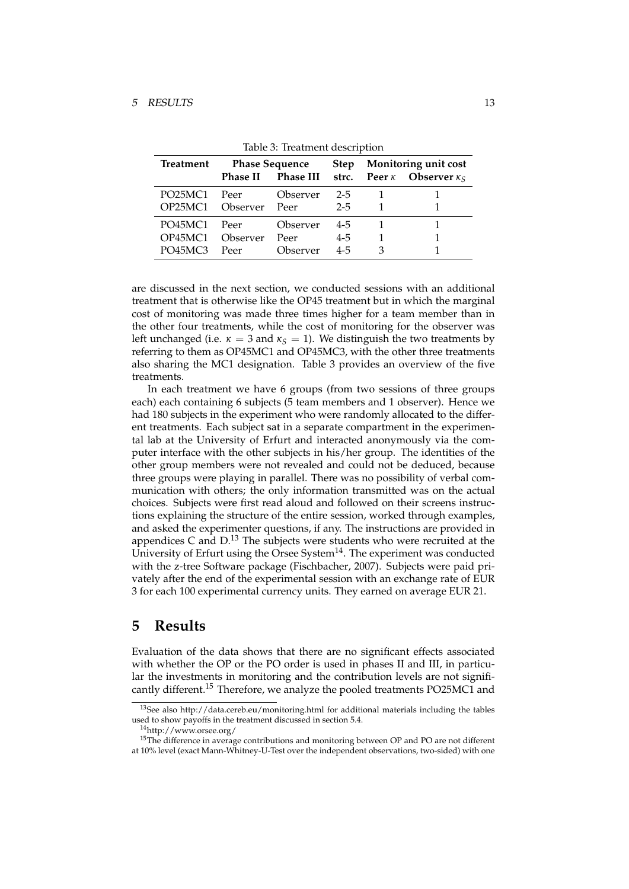Table 3: Treatment description

| Treatment | Phase Sequence | | Step | Monitoring unit cost | |
|---|---|---|---|---|---|
| | Phase II | Phase III | strc. | Peer $\kappa$ | Observer $\kappa_S$ |
| PO25MC1 | Peer | Observer | 2-5 | 1 | 1 |
| OP25MC1 | Observer | Peer | 2-5 | 1 | 1 |
| PO45MC1 | Peer | Observer | 4-5 | 1 | 1 |
| OP45MC1 | Observer | Peer | 4-5 | 1 | 1 |
| PO45MC3 | Peer | Observer | 4-5 | 3 | 1 |

are discussed in the next section, we conducted sessions with an additional treatment that is otherwise like the OP45 treatment but in which the marginal cost of monitoring was made three times higher for a team member than in the other four treatments, while the cost of monitoring for the observer was left unchanged (i.e. $\kappa = 3$ and $\kappa_S = 1$). We distinguish the two treatments by referring to them as OP45MC1 and OP45MC3, with the other three treatments also sharing the MC1 designation. Table 3 provides an overview of the five treatments.

In each treatment we have 6 groups (from two sessions of three groups each) each containing 6 subjects (5 team members and 1 observer). Hence we had 180 subjects in the experiment who were randomly allocated to the different treatments. Each subject sat in a separate compartment in the experimental lab at the University of Erfurt and interacted anonymously via the computer interface with the other subjects in his/her group. The identities of the other group members were not revealed and could not be deduced, because three groups were playing in parallel. There was no possibility of verbal communication with others; the only information transmitted was on the actual choices. Subjects were first read aloud and followed on their screens instructions explaining the structure of the entire session, worked through examples, and asked the experimenter questions, if any. The instructions are provided in appendices C and D.[13] The subjects were students who were recruited at the University of Erfurt using the Orsee System[14]. The experiment was conducted with the z-tree Software package (Fischbacher, 2007). Subjects were paid privately after the end of the experimental session with an exchange rate of EUR 3 for each 100 experimental currency units. They earned on average EUR 21.

# 5 Results

Evaluation of the data shows that there are no significant effects associated with whether the OP or the PO order is used in phases II and III, in particular the investments in monitoring and the contribution levels are not significantly different.[15] Therefore, we analyze the pooled treatments PO25MC1 and

[13] See also http://data.cereb.eu/monitoring.html for additional materials including the tables used to show payoffs in the treatment discussed in section 5.4.

[14] http://www.orsee.org/

[15] The difference in average contributions and monitoring between OP and PO are not different at 10% level (exact Mann-Whitney-U-Test over the independent observations, two-sided) with one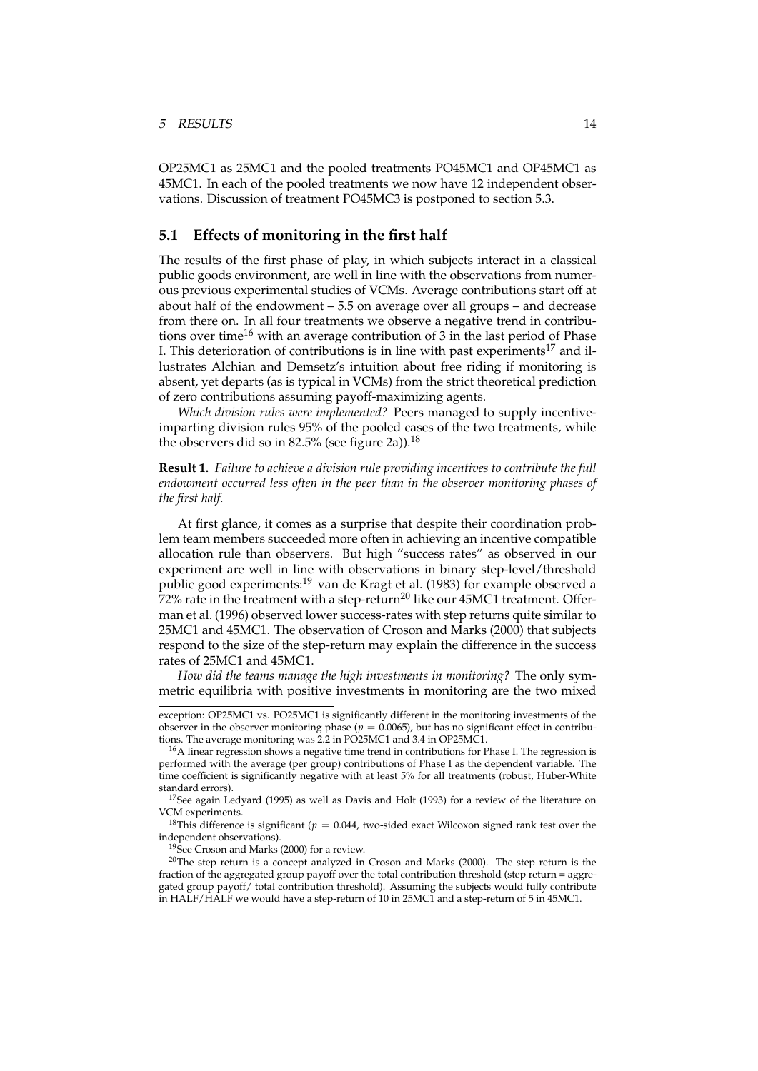OP25MC1 as 25MC1 and the pooled treatments PO45MC1 and OP45MC1 as 45MC1. In each of the pooled treatments we now have 12 independent observations. Discussion of treatment PO45MC3 is postponed to section 5.3.

## 5.1 Effects of monitoring in the first half

The results of the first phase of play, in which subjects interact in a classical public goods environment, are well in line with the observations from numerous previous experimental studies of VCMs. Average contributions start off at about half of the endowment – 5.5 on average over all groups – and decrease from there on. In all four treatments we observe a negative trend in contributions over time[16] with an average contribution of 3 in the last period of Phase I. This deterioration of contributions is in line with past experiments[17] and illustrates Alchian and Demsetz's intuition about free riding if monitoring is absent, yet departs (as is typical in VCMs) from the strict theoretical prediction of zero contributions assuming payoff-maximizing agents.

*Which division rules were implemented?* Peers managed to supply incentive-imparting division rules 95% of the pooled cases of the two treatments, while the observers did so in 82.5% (see figure 2a)).[18]

**Result 1.** *Failure to achieve a division rule providing incentives to contribute the full endowment occurred less often in the peer than in the observer monitoring phases of the first half.*

At first glance, it comes as a surprise that despite their coordination problem team members succeeded more often in achieving an incentive compatible allocation rule than observers. But high "success rates" as observed in our experiment are well in line with observations in binary step-level/threshold public good experiments:[19] van de Kragt et al. (1983) for example observed a 72% rate in the treatment with a step-return[20] like our 45MC1 treatment. Offerman et al. (1996) observed lower success-rates with step returns quite similar to 25MC1 and 45MC1. The observation of Croson and Marks (2000) that subjects respond to the size of the step-return may explain the difference in the success rates of 25MC1 and 45MC1.

*How did the teams manage the high investments in monitoring?* The only symmetric equilibria with positive investments in monitoring are the two mixed

---

exception: OP25MC1 vs. PO25MC1 is significantly different in the monitoring investments of the observer in the observer monitoring phase ($p = 0.0065$), but has no significant effect in contributions. The average monitoring was 2.2 in PO25MC1 and 3.4 in OP25MC1.

[16] A linear regression shows a negative time trend in contributions for Phase I. The regression is performed with the average (per group) contributions of Phase I as the dependent variable. The time coefficient is significantly negative with at least 5% for all treatments (robust, Huber-White standard errors).

[17] See again Ledyard (1995) as well as Davis and Holt (1993) for a review of the literature on VCM experiments.

[18] This difference is significant ($p = 0.044$, two-sided exact Wilcoxon signed rank test over the independent observations).

[19] See Croson and Marks (2000) for a review.

[20] The step return is a concept analyzed in Croson and Marks (2000). The step return is the fraction of the aggregated group payoff over the total contribution threshold (step return = aggregated group payoff/ total contribution threshold). Assuming the subjects would fully contribute in HALF/HALF we would have a step-return of 10 in 25MC1 and a step-return of 5 in 45MC1.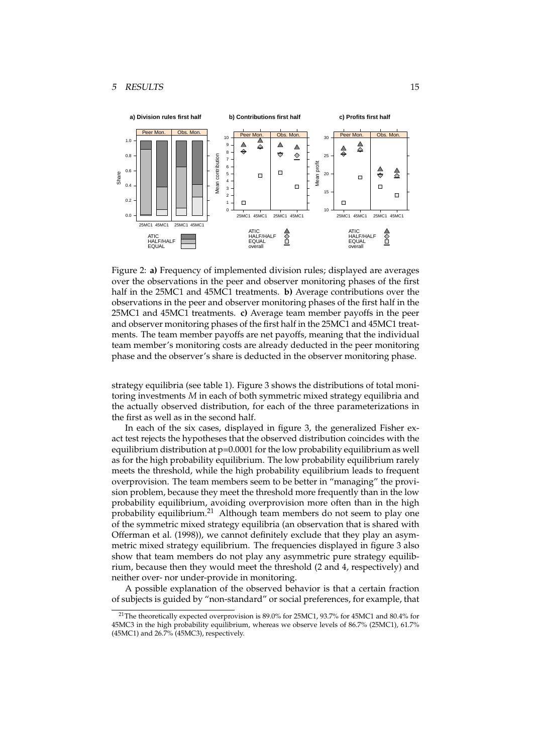Figure 2: **a)** Frequency of implemented division rules; displayed are averages over the observations in the peer and observer monitoring phases of the first half in the 25MC1 and 45MC1 treatments. **b)** Average contributions over the observations in the peer and observer monitoring phases of the first half in the 25MC1 and 45MC1 treatments. **c)** Average team member payoffs in the peer and observer monitoring phases of the first half in the 25MC1 and 45MC1 treatments. The team member payoffs are net payoffs, meaning that the individual team member's monitoring costs are already deducted in the peer monitoring phase and the observer's share is deducted in the observer monitoring phase.

strategy equilibria (see table 1). Figure 3 shows the distributions of total monitoring investments $M$ in each of both symmetric mixed strategy equilibria and the actually observed distribution, for each of the three parameterizations in the first as well as in the second half.

In each of the six cases, displayed in figure 3, the generalized Fisher exact test rejects the hypotheses that the observed distribution coincides with the equilibrium distribution at p=0.0001 for the low probability equilibrium as well as for the high probability equilibrium. The low probability equilibrium rarely meets the threshold, while the high probability equilibrium leads to frequent overprovision. The team members seem to be better in "managing" the provision problem, because they meet the threshold more frequently than in the low probability equilibrium, avoiding overprovision more often than in the high probability equilibrium.[21] Although team members do not seem to play one of the symmetric mixed strategy equilibria (an observation that is shared with Offerman et al. (1998)), we cannot definitely exclude that they play an asymmetric mixed strategy equilibrium. The frequencies displayed in figure 3 also show that team members do not play any asymmetric pure strategy equilibrium, because then they would meet the threshold (2 and 4, respectively) and neither over- nor under-provide in monitoring.

A possible explanation of the observed behavior is that a certain fraction of subjects is guided by "non-standard" or social preferences, for example, that

[21] The theoretically expected overprovision is 89.0% for 25MC1, 93.7% for 45MC1 and 80.4% for 45MC3 in the high probability equilibrium, whereas we observe levels of 86.7% (25MC1), 61.7% (45MC1) and 26.7% (45MC3), respectively.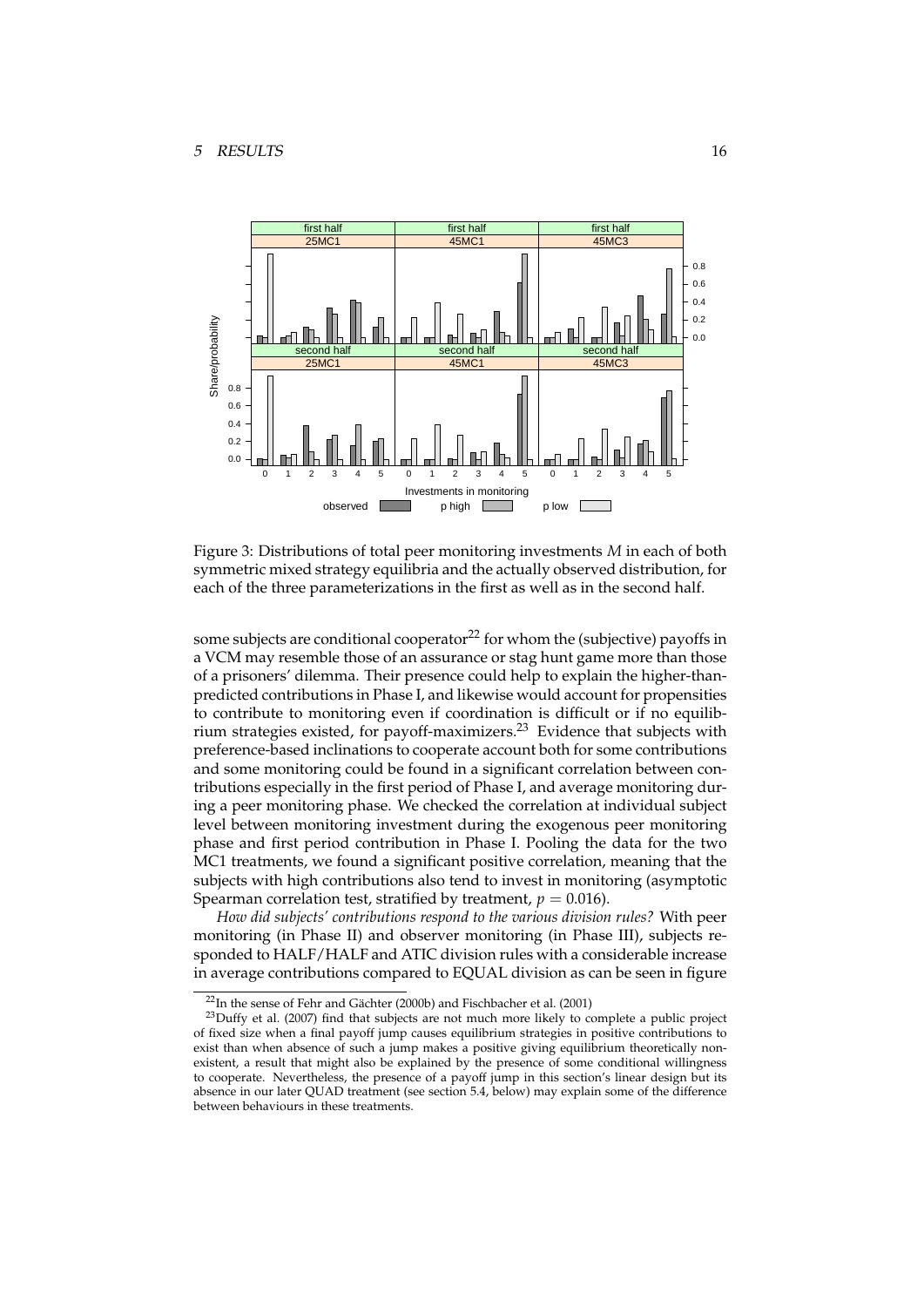Figure 3: Distributions of total peer monitoring investments $M$ in each of both symmetric mixed strategy equilibria and the actually observed distribution, for each of the three parameterizations in the first as well as in the second half.

some subjects are conditional cooperator[22] for whom the (subjective) payoffs in a VCM may resemble those of an assurance or stag hunt game more than those of a prisoners' dilemma. Their presence could help to explain the higher-than-predicted contributions in Phase I, and likewise would account for propensities to contribute to monitoring even if coordination is difficult or if no equilibrium strategies existed, for payoff-maximizers.[23] Evidence that subjects with preference-based inclinations to cooperate account both for some contributions and some monitoring could be found in a significant correlation between contributions especially in the first period of Phase I, and average monitoring during a peer monitoring phase. We checked the correlation at individual subject level between monitoring investment during the exogenous peer monitoring phase and first period contribution in Phase I. Pooling the data for the two MC1 treatments, we found a significant positive correlation, meaning that the subjects with high contributions also tend to invest in monitoring (asymptotic Spearman correlation test, stratified by treatment, $p = 0.016$).

*How did subjects' contributions respond to the various division rules?* With peer monitoring (in Phase II) and observer monitoring (in Phase III), subjects responded to HALF/HALF and ATIC division rules with a considerable increase in average contributions compared to EQUAL division as can be seen in figure

[22] In the sense of Fehr and Gächter (2000b) and Fischbacher et al. (2001)

[23] Duffy et al. (2007) find that subjects are not much more likely to complete a public project of fixed size when a final payoff jump causes equilibrium strategies in positive contributions to exist than when absence of such a jump makes a positive giving equilibrium theoretically non-existent, a result that might also be explained by the presence of some conditional willingness to cooperate. Nevertheless, the presence of a payoff jump in this section's linear design but its absence in our later QUAD treatment (see section 5.4, below) may explain some of the difference between behaviours in these treatments.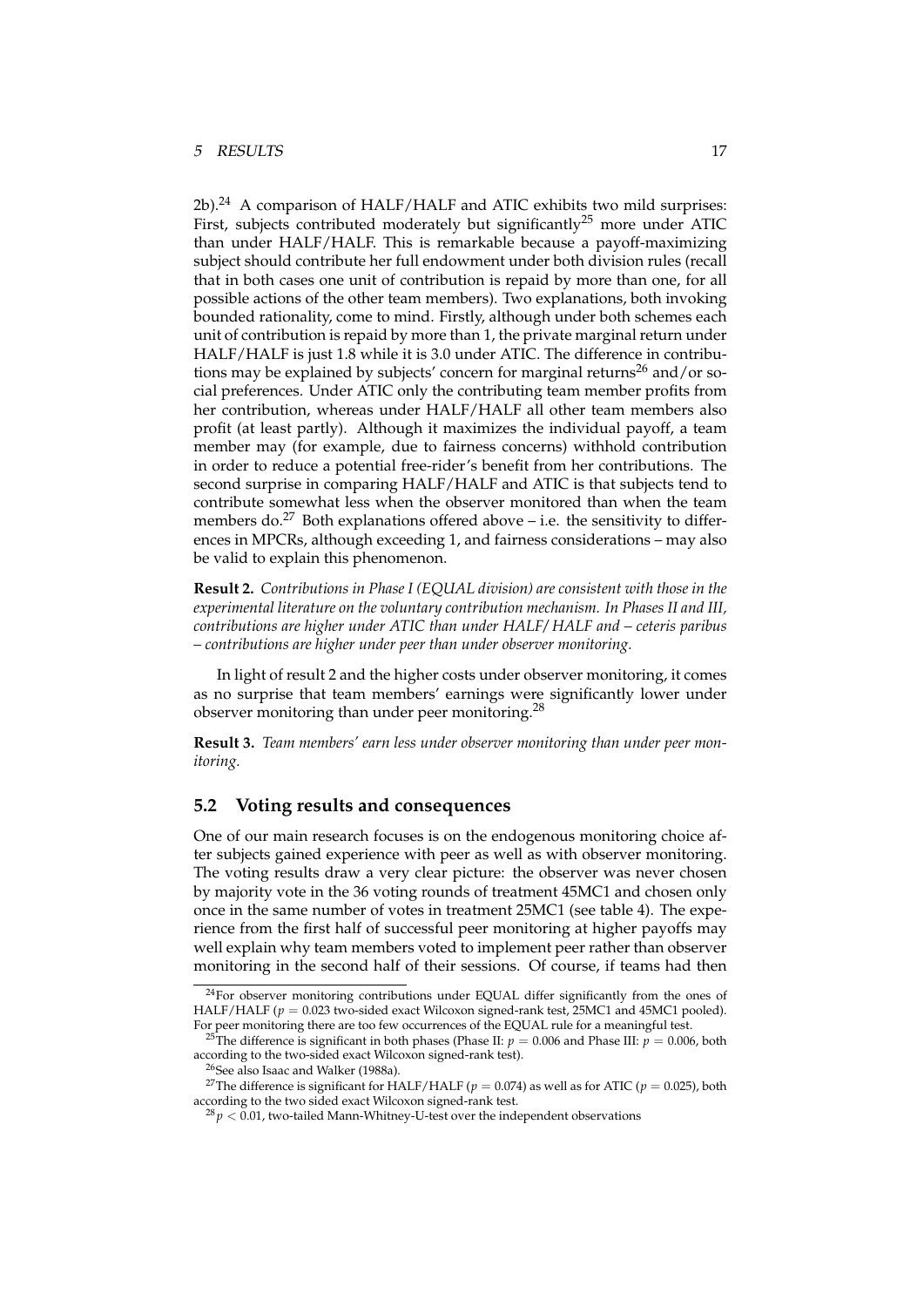2b).[24] A comparison of HALF/HALF and ATIC exhibits two mild surprises: First, subjects contributed moderately but significantly[25] more under ATIC than under HALF/HALF. This is remarkable because a payoff-maximizing subject should contribute her full endowment under both division rules (recall that in both cases one unit of contribution is repaid by more than one, for all possible actions of the other team members). Two explanations, both invoking bounded rationality, come to mind. Firstly, although under both schemes each unit of contribution is repaid by more than 1, the private marginal return under HALF/HALF is just 1.8 while it is 3.0 under ATIC. The difference in contributions may be explained by subjects' concern for marginal returns[26] and/or social preferences. Under ATIC only the contributing team member profits from her contribution, whereas under HALF/HALF all other team members also profit (at least partly). Although it maximizes the individual payoff, a team member may (for example, due to fairness concerns) withhold contribution in order to reduce a potential free-rider's benefit from her contributions. The second surprise in comparing HALF/HALF and ATIC is that subjects tend to contribute somewhat less when the observer monitored than when the team members do.[27] Both explanations offered above – i.e. the sensitivity to differences in MPCRs, although exceeding 1, and fairness considerations – may also be valid to explain this phenomenon.

**Result 2.** *Contributions in Phase I (EQUAL division) are consistent with those in the experimental literature on the voluntary contribution mechanism. In Phases II and III, contributions are higher under ATIC than under HALF/HALF and – ceteris paribus – contributions are higher under peer than under observer monitoring.*

In light of result 2 and the higher costs under observer monitoring, it comes as no surprise that team members' earnings were significantly lower under observer monitoring than under peer monitoring.[28]

**Result 3.** *Team members' earn less under observer monitoring than under peer monitoring.*

## 5.2 Voting results and consequences

One of our main research focuses is on the endogenous monitoring choice after subjects gained experience with peer as well as with observer monitoring. The voting results draw a very clear picture: the observer was never chosen by majority vote in the 36 voting rounds of treatment 45MC1 and chosen only once in the same number of votes in treatment 25MC1 (see table 4). The experience from the first half of successful peer monitoring at higher payoffs may well explain why team members voted to implement peer rather than observer monitoring in the second half of their sessions. Of course, if teams had then

---

[24] For observer monitoring contributions under EQUAL differ significantly from the ones of HALF/HALF ($p = 0.023$ two-sided exact Wilcoxon signed-rank test, 25MC1 and 45MC1 pooled). For peer monitoring there are too few occurrences of the EQUAL rule for a meaningful test.

[25] The difference is significant in both phases (Phase II: $p = 0.006$ and Phase III: $p = 0.006$, both according to the two-sided exact Wilcoxon signed-rank test).

[26] See also Isaac and Walker (1988a).

[27] The difference is significant for HALF/HALF ($p = 0.074$) as well as for ATIC ($p = 0.025$), both according to the two sided exact Wilcoxon signed-rank test.

[28] $p < 0.01$, two-tailed Mann-Whitney-U-test over the independent observations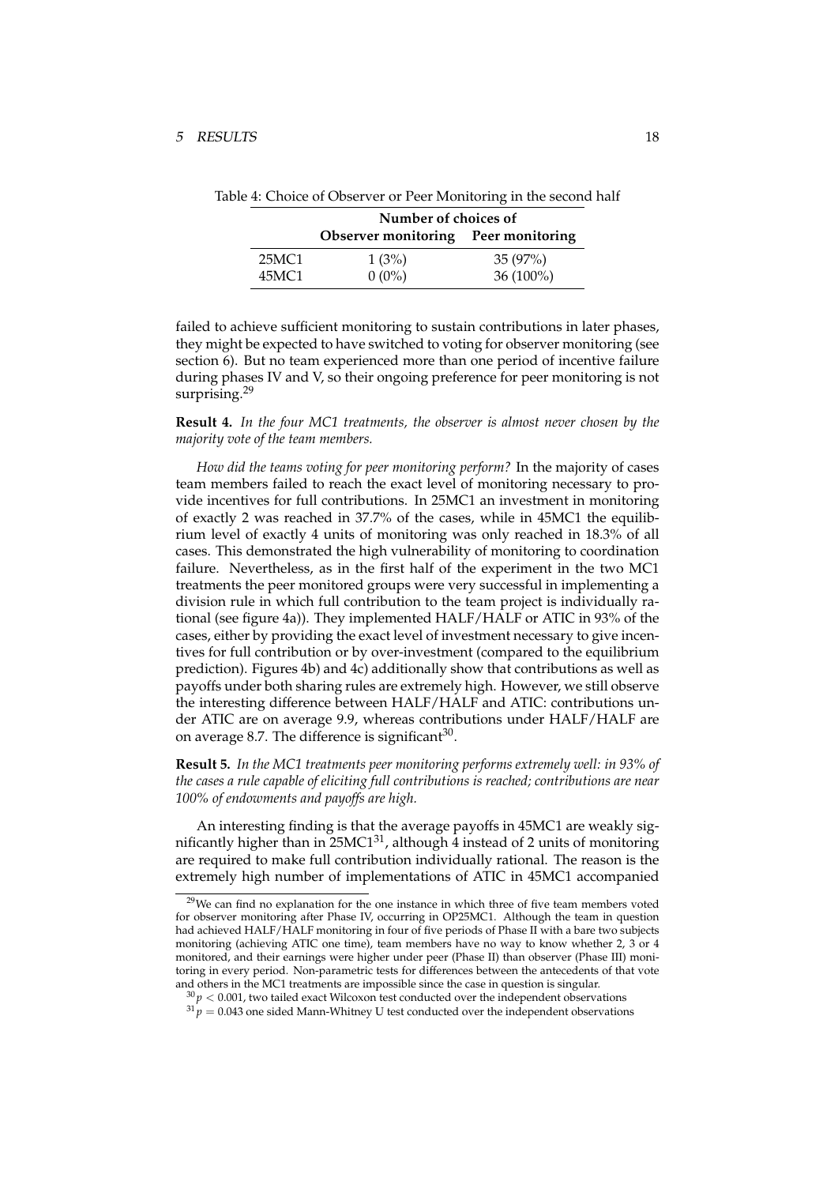Table 4: Choice of Observer or Peer Monitoring in the second half

| | Number of choices of | |
|---|---|---|
| | **Observer monitoring** | **Peer monitoring** |
| 25MC1 | 1 (3%) | 35 (97%) |
| 45MC1 | 0 (0%) | 36 (100%) |

failed to achieve sufficient monitoring to sustain contributions in later phases, they might be expected to have switched to voting for observer monitoring (see section 6). But no team experienced more than one period of incentive failure during phases IV and V, so their ongoing preference for peer monitoring is not surprising.[29]

**Result 4.** *In the four MC1 treatments, the observer is almost never chosen by the majority vote of the team members.*

*How did the teams voting for peer monitoring perform?* In the majority of cases team members failed to reach the exact level of monitoring necessary to provide incentives for full contributions. In 25MC1 an investment in monitoring of exactly 2 was reached in 37.7% of the cases, while in 45MC1 the equilibrium level of exactly 4 units of monitoring was only reached in 18.3% of all cases. This demonstrated the high vulnerability of monitoring to coordination failure. Nevertheless, as in the first half of the experiment in the two MC1 treatments the peer monitored groups were very successful in implementing a division rule in which full contribution to the team project is individually rational (see figure 4a)). They implemented HALF/HALF or ATIC in 93% of the cases, either by providing the exact level of investment necessary to give incentives for full contribution or by over-investment (compared to the equilibrium prediction). Figures 4b) and 4c) additionally show that contributions as well as payoffs under both sharing rules are extremely high. However, we still observe the interesting difference between HALF/HALF and ATIC: contributions under ATIC are on average 9.9, whereas contributions under HALF/HALF are on average 8.7. The difference is significant[30].

**Result 5.** *In the MC1 treatments peer monitoring performs extremely well: in 93% of the cases a rule capable of eliciting full contributions is reached; contributions are near 100% of endowments and payoffs are high.*

An interesting finding is that the average payoffs in 45MC1 are weakly significantly higher than in 25MC1[31], although 4 instead of 2 units of monitoring are required to make full contribution individually rational. The reason is the extremely high number of implementations of ATIC in 45MC1 accompanied

[29] We can find no explanation for the one instance in which three of five team members voted for observer monitoring after Phase IV, occurring in OP25MC1. Although the team in question had achieved HALF/HALF monitoring in four of five periods of Phase II with a bare two subjects monitoring (achieving ATIC one time), team members have no way to know whether 2, 3 or 4 monitored, and their earnings were higher under peer (Phase II) than observer (Phase III) monitoring in every period. Non-parametric tests for differences between the antecedents of that vote and others in the MC1 treatments are impossible since the case in question is singular.

[30] $p < 0.001$, two tailed exact Wilcoxon test conducted over the independent observations

[31] $p = 0.043$ one sided Mann-Whitney U test conducted over the independent observations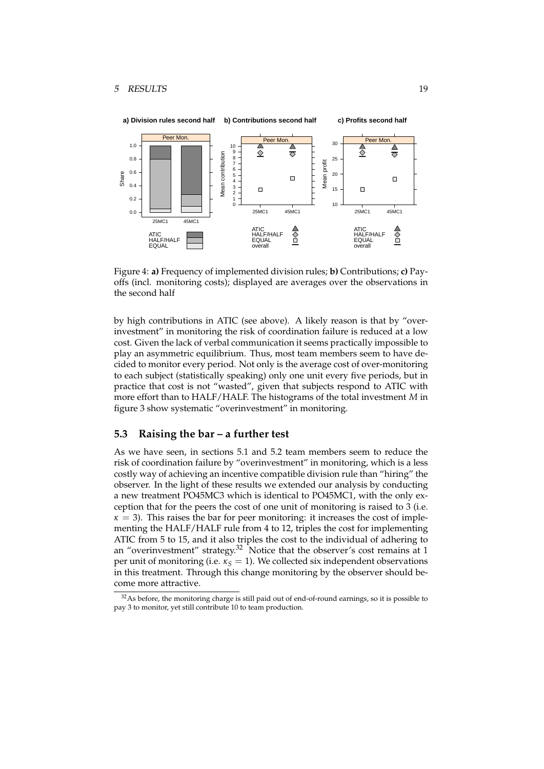Figure 4: **a)** Frequency of implemented division rules; **b)** Contributions; **c)** Payoffs (incl. monitoring costs); displayed are averages over the observations in the second half

by high contributions in ATIC (see above). A likely reason is that by "overinvestment" in monitoring the risk of coordination failure is reduced at a low cost. Given the lack of verbal communication it seems practically impossible to play an asymmetric equilibrium. Thus, most team members seem to have decided to monitor every period. Not only is the average cost of over-monitoring to each subject (statistically speaking) only one unit every five periods, but in practice that cost is not "wasted", given that subjects respond to ATIC with more effort than to HALF/HALF. The histograms of the total investment $M$ in figure 3 show systematic "overinvestment" in monitoring.

## 5.3 Raising the bar – a further test

As we have seen, in sections 5.1 and 5.2 team members seem to reduce the risk of coordination failure by "overinvestment" in monitoring, which is a less costly way of achieving an incentive compatible division rule than "hiring" the observer. In the light of these results we extended our analysis by conducting a new treatment PO45MC3 which is identical to PO45MC1, with the only exception that for the peers the cost of one unit of monitoring is raised to 3 (i.e. $\kappa = 3$). This raises the bar for peer monitoring: it increases the cost of implementing the HALF/HALF rule from 4 to 12, triples the cost for implementing ATIC from 5 to 15, and it also triples the cost to the individual of adhering to an "overinvestment" strategy.[32] Notice that the observer's cost remains at 1 per unit of monitoring (i.e. $\kappa_S = 1$). We collected six independent observations in this treatment. Through this change monitoring by the observer should become more attractive.

[32] As before, the monitoring charge is still paid out of end-of-round earnings, so it is possible to pay 3 to monitor, yet still contribute 10 to team production.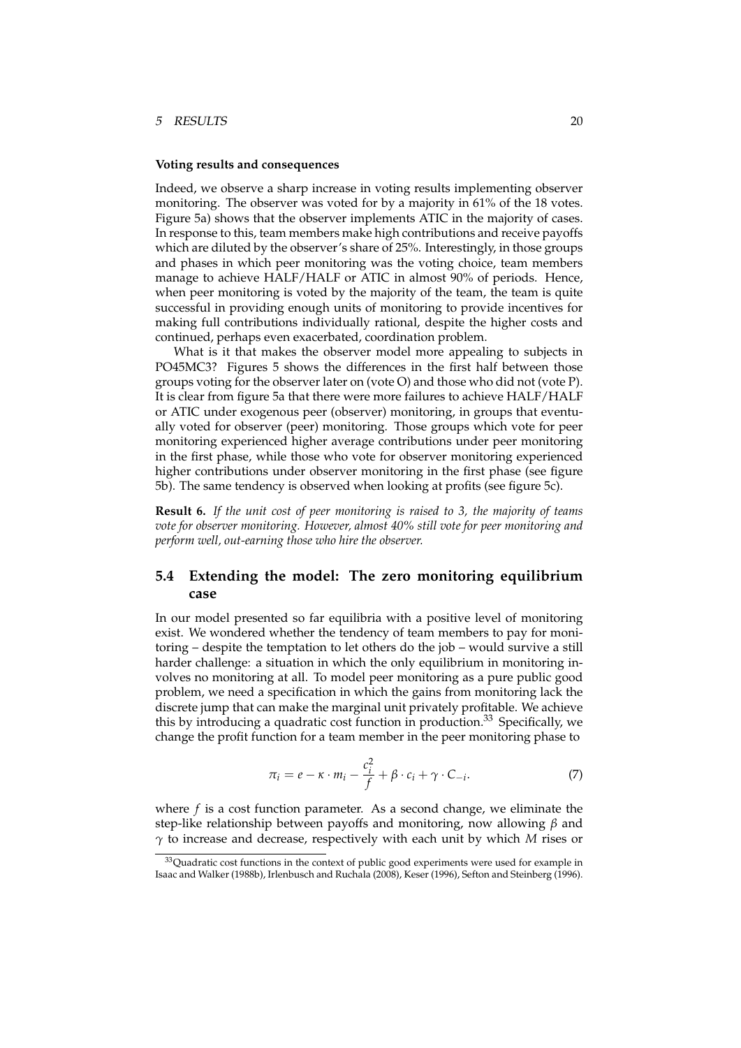**Voting results and consequences**

Indeed, we observe a sharp increase in voting results implementing observer monitoring. The observer was voted for by a majority in 61% of the 18 votes. Figure 5a) shows that the observer implements ATIC in the majority of cases. In response to this, team members make high contributions and receive payoffs which are diluted by the observer's share of 25%. Interestingly, in those groups and phases in which peer monitoring was the voting choice, team members manage to achieve HALF/HALF or ATIC in almost 90% of periods. Hence, when peer monitoring is voted by the majority of the team, the team is quite successful in providing enough units of monitoring to provide incentives for making full contributions individually rational, despite the higher costs and continued, perhaps even exacerbated, coordination problem.

What is it that makes the observer model more appealing to subjects in PO45MC3? Figures 5 shows the differences in the first half between those groups voting for the observer later on (vote O) and those who did not (vote P). It is clear from figure 5a that there were more failures to achieve HALF/HALF or ATIC under exogenous peer (observer) monitoring, in groups that eventually voted for observer (peer) monitoring. Those groups which vote for peer monitoring experienced higher average contributions under peer monitoring in the first phase, while those who vote for observer monitoring experienced higher contributions under observer monitoring in the first phase (see figure 5b). The same tendency is observed when looking at profits (see figure 5c).

**Result 6.** *If the unit cost of peer monitoring is raised to 3, the majority of teams vote for observer monitoring. However, almost 40% still vote for peer monitoring and perform well, out-earning those who hire the observer.*

## 5.4 Extending the model: The zero monitoring equilibrium case

In our model presented so far equilibria with a positive level of monitoring exist. We wondered whether the tendency of team members to pay for monitoring – despite the temptation to let others do the job – would survive a still harder challenge: a situation in which the only equilibrium in monitoring involves no monitoring at all. To model peer monitoring as a pure public good problem, we need a specification in which the gains from monitoring lack the discrete jump that can make the marginal unit privately profitable. We achieve this by introducing a quadratic cost function in production.[33] Specifically, we change the profit function for a team member in the peer monitoring phase to

$$\pi_i = e - \kappa \cdot m_i - \frac{c_i^2}{f} + \beta \cdot c_i + \gamma \cdot C_{-i}. \tag{7}$$

where $f$ is a cost function parameter. As a second change, we eliminate the step-like relationship between payoffs and monitoring, now allowing $\beta$ and $\gamma$ to increase and decrease, respectively with each unit by which $M$ rises or

[33] Quadratic cost functions in the context of public good experiments were used for example in Isaac and Walker (1988b), Irlenbusch and Ruchala (2008), Keser (1996), Sefton and Steinberg (1996).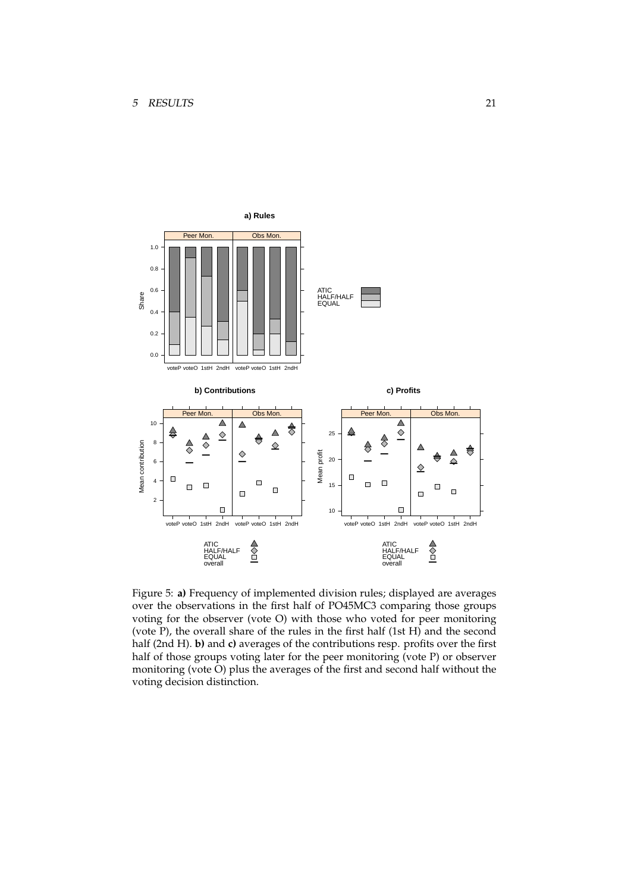Figure 5: **a)** Frequency of implemented division rules; displayed are averages over the observations in the first half of PO45MC3 comparing those groups voting for the observer (vote O) with those who voted for peer monitoring (vote P), the overall share of the rules in the first half (1st H) and the second half (2nd H). **b)** and **c)** averages of the contributions resp. profits over the first half of those groups voting later for the peer monitoring (vote P) or observer monitoring (vote O) plus the averages of the first and second half without the voting decision distinction.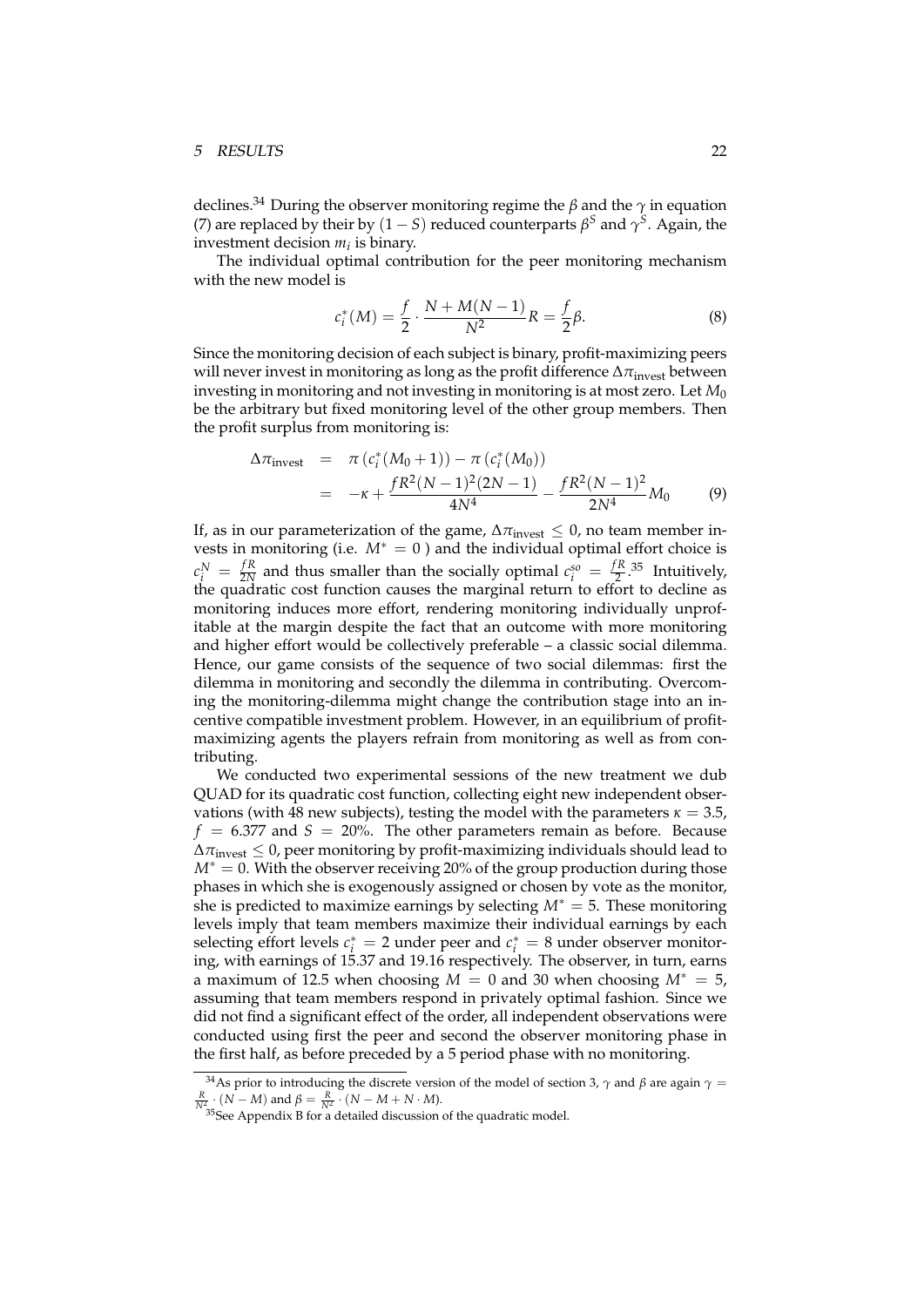declines.[34] During the observer monitoring regime the $\beta$ and the $\gamma$ in equation (7) are replaced by their by $(1-S)$ reduced counterparts $\beta^S$ and $\gamma^S$. Again, the investment decision $m_i$ is binary.

The individual optimal contribution for the peer monitoring mechanism with the new model is

$$c_i^*(M) = \frac{f}{2} \cdot \frac{N + M(N-1)}{N^2} R = \frac{f}{2}\beta. \tag{8}$$

Since the monitoring decision of each subject is binary, profit-maximizing peers will never invest in monitoring as long as the profit difference $\Delta\pi_{\text{invest}}$ between investing in monitoring and not investing in monitoring is at most zero. Let $M_0$ be the arbitrary but fixed monitoring level of the other group members. Then the profit surplus from monitoring is:

$$\begin{aligned}
\Delta\pi_{\text{invest}} &= \pi\left(c_i^*(M_0+1)\right) - \pi\left(c_i^*(M_0)\right) \\
&= -\kappa + \frac{fR^2(N-1)^2(2N-1)}{4N^4} - \frac{fR^2(N-1)^2}{2N^4} M_0
\end{aligned} \tag{9}$$

If, as in our parameterization of the game, $\Delta\pi_{\text{invest}} \leq 0$, no team member invests in monitoring (i.e. $M^* = 0$ ) and the individual optimal effort choice is $c_i^N = \frac{fR}{2N}$ and thus smaller than the socially optimal $c_i^{so} = \frac{fR}{2}$.[35] Intuitively, the quadratic cost function causes the marginal return to effort to decline as monitoring induces more effort, rendering monitoring individually unprofitable at the margin despite the fact that an outcome with more monitoring and higher effort would be collectively preferable – a classic social dilemma. Hence, our game consists of the sequence of two social dilemmas: first the dilemma in monitoring and secondly the dilemma in contributing. Overcoming the monitoring-dilemma might change the contribution stage into an incentive compatible investment problem. However, in an equilibrium of profit-maximizing agents the players refrain from monitoring as well as from contributing.

We conducted two experimental sessions of the new treatment we dub QUAD for its quadratic cost function, collecting eight new independent observations (with 48 new subjects), testing the model with the parameters $\kappa = 3.5$, $f = 6.377$ and $S = 20\%$. The other parameters remain as before. Because $\Delta\pi_{\text{invest}} \leq 0$, peer monitoring by profit-maximizing individuals should lead to $M^* = 0$. With the observer receiving 20% of the group production during those phases in which she is exogenously assigned or chosen by vote as the monitor, she is predicted to maximize earnings by selecting $M^* = 5$. These monitoring levels imply that team members maximize their individual earnings by each selecting effort levels $c_i^* = 2$ under peer and $c_i^* = 8$ under observer monitoring, with earnings of 15.37 and 19.16 respectively. The observer, in turn, earns a maximum of 12.5 when choosing $M = 0$ and 30 when choosing $M^* = 5$, assuming that team members respond in privately optimal fashion. Since we did not find a significant effect of the order, all independent observations were conducted using first the peer and second the observer monitoring phase in the first half, as before preceded by a 5 period phase with no monitoring.

---

[34] As prior to introducing the discrete version of the model of section 3, $\gamma$ and $\beta$ are again $\gamma = \frac{R}{N^2} \cdot (N - M)$ and $\beta = \frac{R}{N^2} \cdot (N - M + N \cdot M)$.

[35] See Appendix B for a detailed discussion of the quadratic model.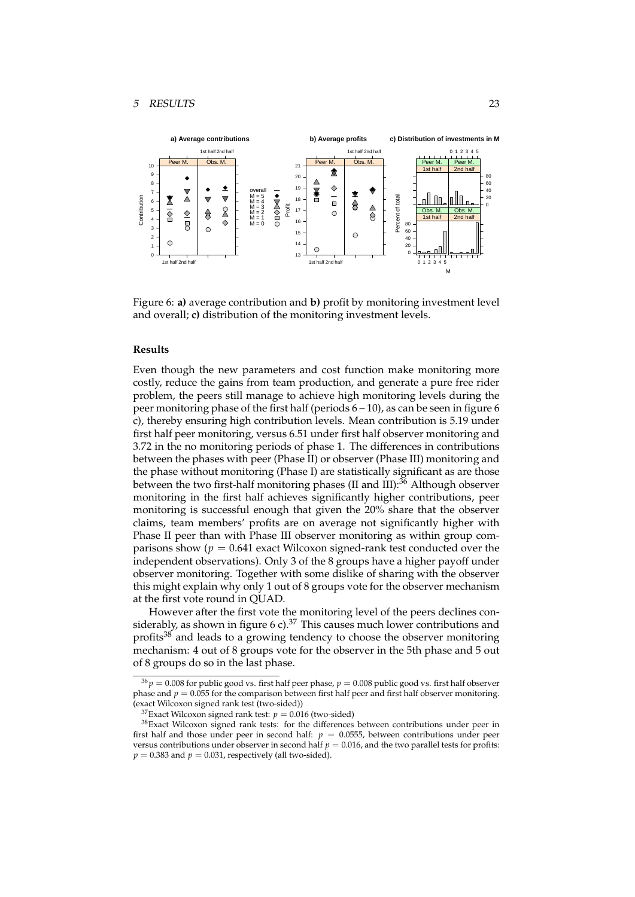Figure 6: **a)** average contribution and **b)** profit by monitoring investment level and overall; **c)** distribution of the monitoring investment levels.

### Results

Even though the new parameters and cost function make monitoring more costly, reduce the gains from team production, and generate a pure free rider problem, the peers still manage to achieve high monitoring levels during the peer monitoring phase of the first half (periods 6 – 10), as can be seen in figure 6 c), thereby ensuring high contribution levels. Mean contribution is 5.19 under first half peer monitoring, versus 6.51 under first half observer monitoring and 3.72 in the no monitoring periods of phase 1. The differences in contributions between the phases with peer (Phase II) or observer (Phase III) monitoring and the phase without monitoring (Phase I) are statistically significant as are those between the two first-half monitoring phases (II and III):[36] Although observer monitoring in the first half achieves significantly higher contributions, peer monitoring is successful enough that given the 20% share that the observer claims, team members' profits are on average not significantly higher with Phase II peer than with Phase III observer monitoring as within group comparisons show ($p = 0.641$ exact Wilcoxon signed-rank test conducted over the independent observations). Only 3 of the 8 groups have a higher payoff under observer monitoring. Together with some dislike of sharing with the observer this might explain why only 1 out of 8 groups vote for the observer mechanism at the first vote round in QUAD.

However after the first vote the monitoring level of the peers declines considerably, as shown in figure 6 c).[37] This causes much lower contributions and profits[38] and leads to a growing tendency to choose the observer monitoring mechanism: 4 out of 8 groups vote for the observer in the 5th phase and 5 out of 8 groups do so in the last phase.

[36] $p = 0.008$ for public good vs. first half peer phase, $p = 0.008$ public good vs. first half observer phase and $p = 0.055$ for the comparison between first half peer and first half observer monitoring. (exact Wilcoxon signed rank test (two-sided))

[37] Exact Wilcoxon signed rank test: $p = 0.016$ (two-sided)

[38] Exact Wilcoxon signed rank tests: for the differences between contributions under peer in first half and those under peer in second half: $p = 0.0555$, between contributions under peer versus contributions under observer in second half $p = 0.016$, and the two parallel tests for profits: $p = 0.383$ and $p = 0.031$, respectively (all two-sided).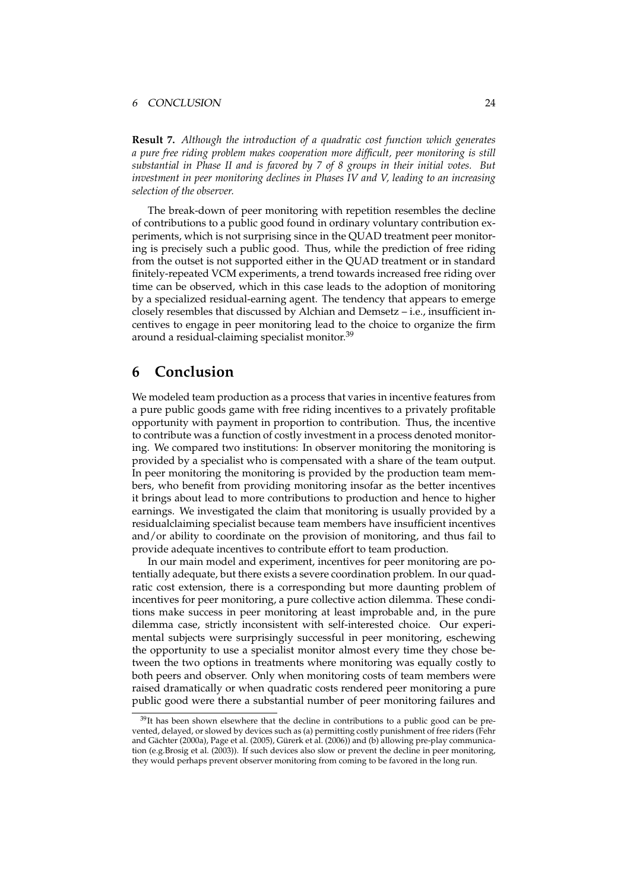**Result 7.** *Although the introduction of a quadratic cost function which generates a pure free riding problem makes cooperation more difficult, peer monitoring is still substantial in Phase II and is favored by 7 of 8 groups in their initial votes. But investment in peer monitoring declines in Phases IV and V, leading to an increasing selection of the observer.*

The break-down of peer monitoring with repetition resembles the decline of contributions to a public good found in ordinary voluntary contribution experiments, which is not surprising since in the QUAD treatment peer monitoring is precisely such a public good. Thus, while the prediction of free riding from the outset is not supported either in the QUAD treatment or in standard finitely-repeated VCM experiments, a trend towards increased free riding over time can be observed, which in this case leads to the adoption of monitoring by a specialized residual-earning agent. The tendency that appears to emerge closely resembles that discussed by Alchian and Demsetz – i.e., insufficient incentives to engage in peer monitoring lead to the choice to organize the firm around a residual-claiming specialist monitor.[39]

# 6 Conclusion

We modeled team production as a process that varies in incentive features from a pure public goods game with free riding incentives to a privately profitable opportunity with payment in proportion to contribution. Thus, the incentive to contribute was a function of costly investment in a process denoted monitoring. We compared two institutions: In observer monitoring the monitoring is provided by a specialist who is compensated with a share of the team output. In peer monitoring the monitoring is provided by the production team members, who benefit from providing monitoring insofar as the better incentives it brings about lead to more contributions to production and hence to higher earnings. We investigated the claim that monitoring is usually provided by a residualclaiming specialist because team members have insufficient incentives and/or ability to coordinate on the provision of monitoring, and thus fail to provide adequate incentives to contribute effort to team production.

In our main model and experiment, incentives for peer monitoring are potentially adequate, but there exists a severe coordination problem. In our quadratic cost extension, there is a corresponding but more daunting problem of incentives for peer monitoring, a pure collective action dilemma. These conditions make success in peer monitoring at least improbable and, in the pure dilemma case, strictly inconsistent with self-interested choice. Our experimental subjects were surprisingly successful in peer monitoring, eschewing the opportunity to use a specialist monitor almost every time they chose between the two options in treatments where monitoring was equally costly to both peers and observer. Only when monitoring costs of team members were raised dramatically or when quadratic costs rendered peer monitoring a pure public good were there a substantial number of peer monitoring failures and

[39] It has been shown elsewhere that the decline in contributions to a public good can be prevented, delayed, or slowed by devices such as (a) permitting costly punishment of free riders (Fehr and Gächter (2000a), Page et al. (2005), Gürerk et al. (2006)) and (b) allowing pre-play communication (e.g.Brosig et al. (2003)). If such devices also slow or prevent the decline in peer monitoring, they would perhaps prevent observer monitoring from coming to be favored in the long run.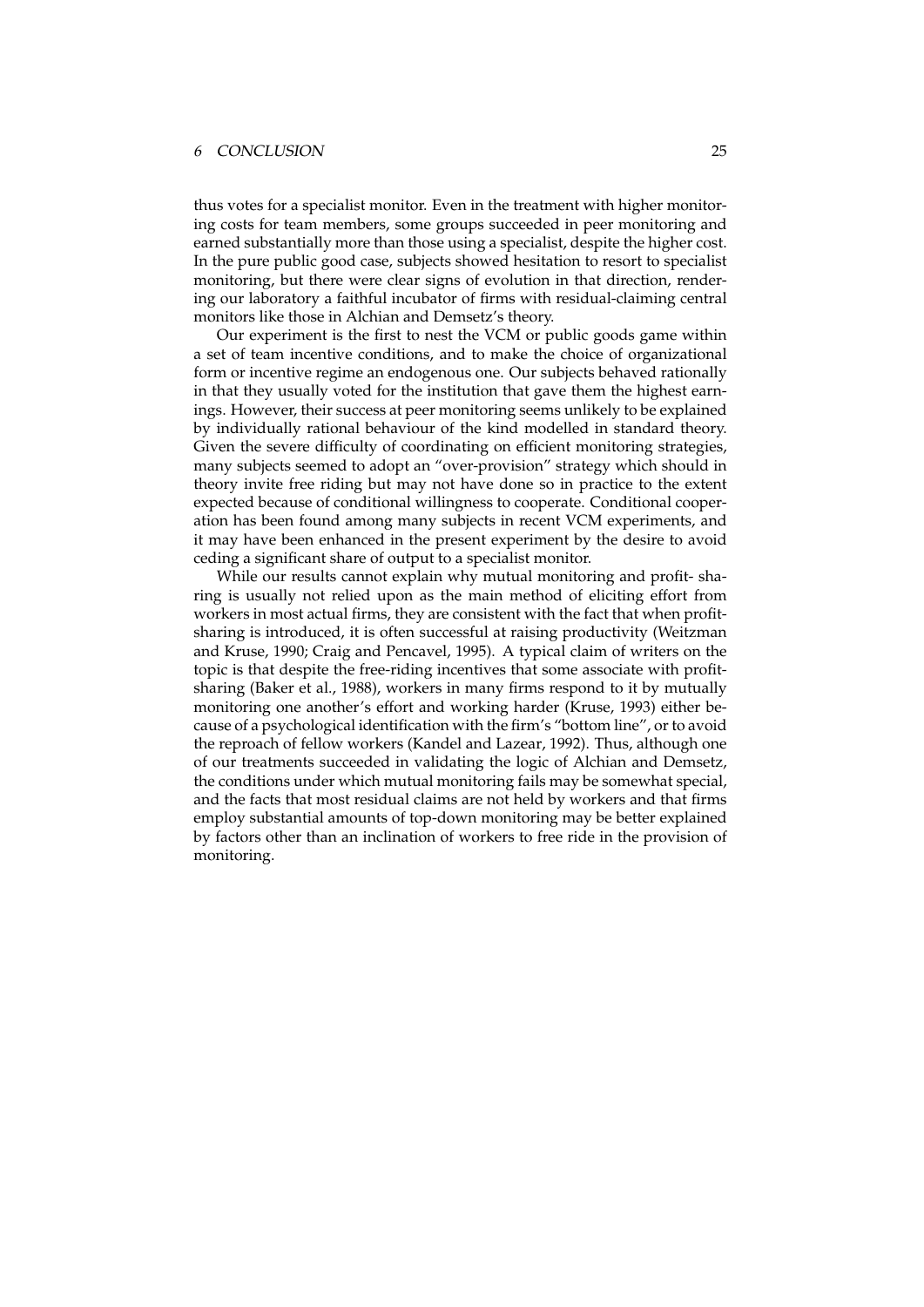thus votes for a specialist monitor. Even in the treatment with higher monitoring costs for team members, some groups succeeded in peer monitoring and earned substantially more than those using a specialist, despite the higher cost. In the pure public good case, subjects showed hesitation to resort to specialist monitoring, but there were clear signs of evolution in that direction, rendering our laboratory a faithful incubator of firms with residual-claiming central monitors like those in Alchian and Demsetz's theory.

Our experiment is the first to nest the VCM or public goods game within a set of team incentive conditions, and to make the choice of organizational form or incentive regime an endogenous one. Our subjects behaved rationally in that they usually voted for the institution that gave them the highest earnings. However, their success at peer monitoring seems unlikely to be explained by individually rational behaviour of the kind modelled in standard theory. Given the severe difficulty of coordinating on efficient monitoring strategies, many subjects seemed to adopt an "over-provision" strategy which should in theory invite free riding but may not have done so in practice to the extent expected because of conditional willingness to cooperate. Conditional cooperation has been found among many subjects in recent VCM experiments, and it may have been enhanced in the present experiment by the desire to avoid ceding a significant share of output to a specialist monitor.

While our results cannot explain why mutual monitoring and profit- sharing is usually not relied upon as the main method of eliciting effort from workers in most actual firms, they are consistent with the fact that when profit-sharing is introduced, it is often successful at raising productivity (Weitzman and Kruse, 1990; Craig and Pencavel, 1995). A typical claim of writers on the topic is that despite the free-riding incentives that some associate with profit-sharing (Baker et al., 1988), workers in many firms respond to it by mutually monitoring one another's effort and working harder (Kruse, 1993) either because of a psychological identification with the firm's "bottom line", or to avoid the reproach of fellow workers (Kandel and Lazear, 1992). Thus, although one of our treatments succeeded in validating the logic of Alchian and Demsetz, the conditions under which mutual monitoring fails may be somewhat special, and the facts that most residual claims are not held by workers and that firms employ substantial amounts of top-down monitoring may be better explained by factors other than an inclination of workers to free ride in the provision of monitoring.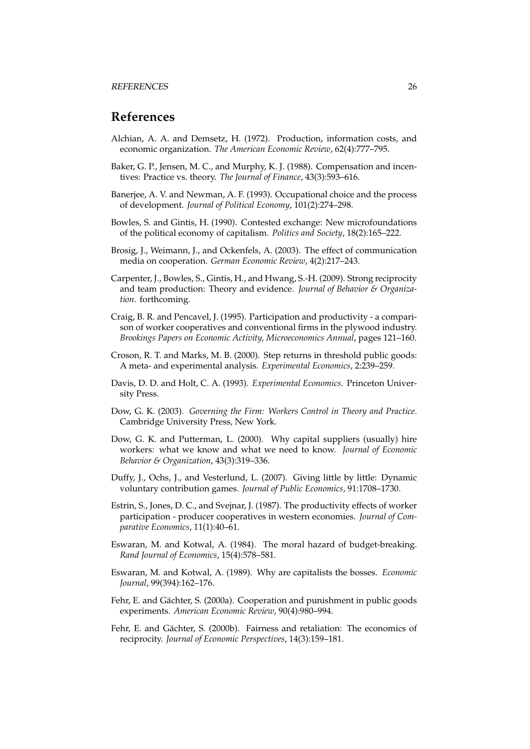# References

Alchian, A. A. and Demsetz, H. (1972). Production, information costs, and economic organization. *The American Economic Review*, 62(4):777–795.

Baker, G. P., Jensen, M. C., and Murphy, K. J. (1988). Compensation and incentives: Practice vs. theory. *The Journal of Finance*, 43(3):593–616.

Banerjee, A. V. and Newman, A. F. (1993). Occupational choice and the process of development. *Journal of Political Economy*, 101(2):274–298.

Bowles, S. and Gintis, H. (1990). Contested exchange: New microfoundations of the political economy of capitalism. *Politics and Society*, 18(2):165–222.

Brosig, J., Weimann, J., and Ockenfels, A. (2003). The effect of communication media on cooperation. *German Economic Review*, 4(2):217–243.

Carpenter, J., Bowles, S., Gintis, H., and Hwang, S.-H. (2009). Strong reciprocity and team production: Theory and evidence. *Journal of Behavior & Organization*. forthcoming.

Craig, B. R. and Pencavel, J. (1995). Participation and productivity - a comparison of worker cooperatives and conventional firms in the plywood industry. *Brookings Papers on Economic Activity, Microeconomics Annual*, pages 121–160.

Croson, R. T. and Marks, M. B. (2000). Step returns in threshold public goods: A meta- and experimental analysis. *Experimental Economics*, 2:239–259.

Davis, D. D. and Holt, C. A. (1993). *Experimental Economics*. Princeton University Press.

Dow, G. K. (2003). *Governing the Firm: Workers Control in Theory and Practice*. Cambridge University Press, New York.

Dow, G. K. and Putterman, L. (2000). Why capital suppliers (usually) hire workers: what we know and what we need to know. *Journal of Economic Behavior & Organization*, 43(3):319–336.

Duffy, J., Ochs, J., and Vesterlund, L. (2007). Giving little by little: Dynamic voluntary contribution games. *Journal of Public Economics*, 91:1708–1730.

Estrin, S., Jones, D. C., and Svejnar, J. (1987). The productivity effects of worker participation - producer cooperatives in western economies. *Journal of Comparative Economics*, 11(1):40–61.

Eswaran, M. and Kotwal, A. (1984). The moral hazard of budget-breaking. *Rand Journal of Economics*, 15(4):578–581.

Eswaran, M. and Kotwal, A. (1989). Why are capitalists the bosses. *Economic Journal*, 99(394):162–176.

Fehr, E. and Gächter, S. (2000a). Cooperation and punishment in public goods experiments. *American Economic Review*, 90(4):980–994.

Fehr, E. and Gächter, S. (2000b). Fairness and retaliation: The economics of reciprocity. *Journal of Economic Perspectives*, 14(3):159–181.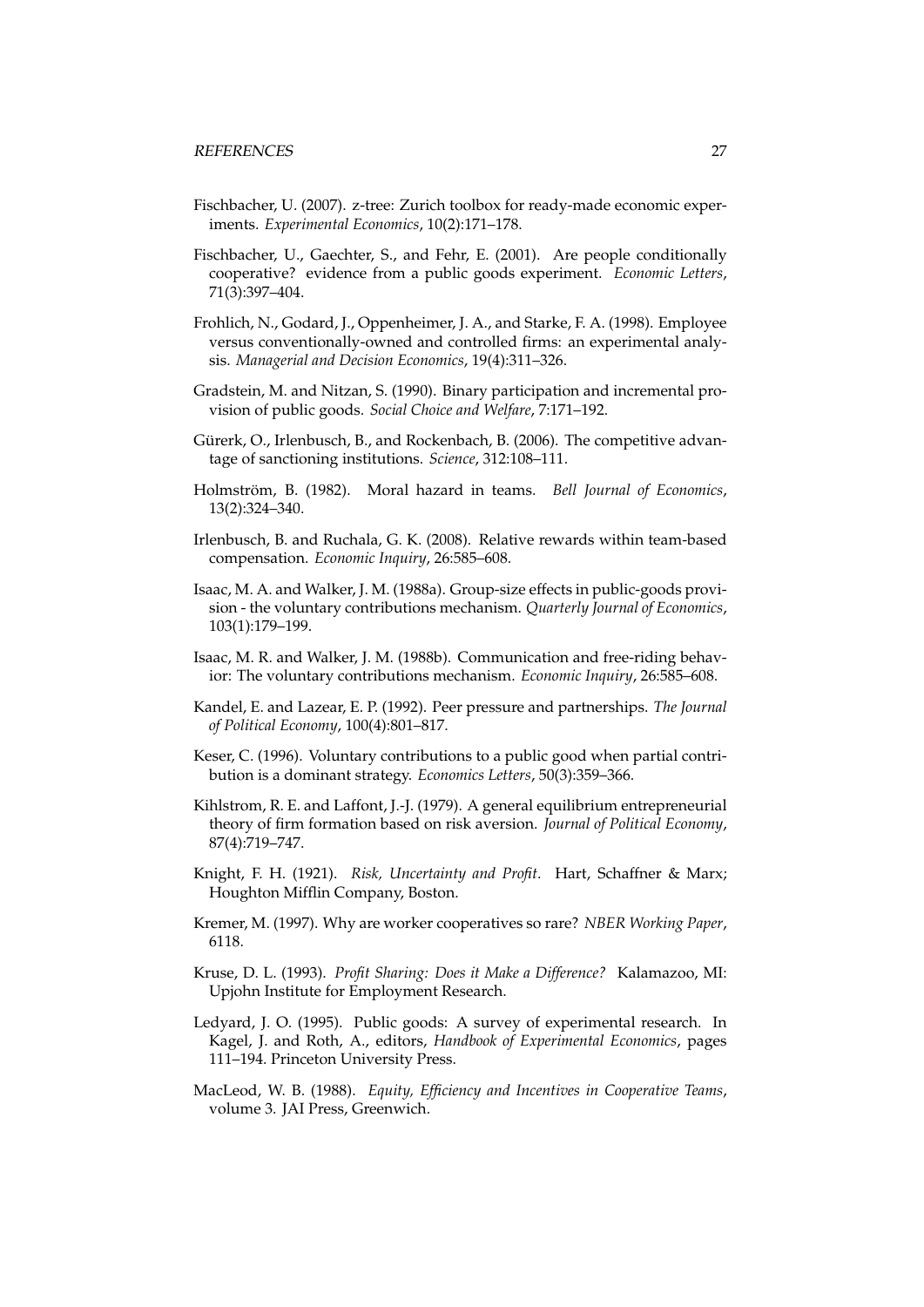Fischbacher, U. (2007). z-tree: Zurich toolbox for ready-made economic experiments. *Experimental Economics*, 10(2):171–178.

Fischbacher, U., Gaechter, S., and Fehr, E. (2001). Are people conditionally cooperative? evidence from a public goods experiment. *Economic Letters*, 71(3):397–404.

Frohlich, N., Godard, J., Oppenheimer, J. A., and Starke, F. A. (1998). Employee versus conventionally-owned and controlled firms: an experimental analysis. *Managerial and Decision Economics*, 19(4):311–326.

Gradstein, M. and Nitzan, S. (1990). Binary participation and incremental provision of public goods. *Social Choice and Welfare*, 7:171–192.

Gürerk, O., Irlenbusch, B., and Rockenbach, B. (2006). The competitive advantage of sanctioning institutions. *Science*, 312:108–111.

Holmström, B. (1982). Moral hazard in teams. *Bell Journal of Economics*, 13(2):324–340.

Irlenbusch, B. and Ruchala, G. K. (2008). Relative rewards within team-based compensation. *Economic Inquiry*, 26:585–608.

Isaac, M. A. and Walker, J. M. (1988a). Group-size effects in public-goods provision - the voluntary contributions mechanism. *Quarterly Journal of Economics*, 103(1):179–199.

Isaac, M. R. and Walker, J. M. (1988b). Communication and free-riding behavior: The voluntary contributions mechanism. *Economic Inquiry*, 26:585–608.

Kandel, E. and Lazear, E. P. (1992). Peer pressure and partnerships. *The Journal of Political Economy*, 100(4):801–817.

Keser, C. (1996). Voluntary contributions to a public good when partial contribution is a dominant strategy. *Economics Letters*, 50(3):359–366.

Kihlstrom, R. E. and Laffont, J.-J. (1979). A general equilibrium entrepreneurial theory of firm formation based on risk aversion. *Journal of Political Economy*, 87(4):719–747.

Knight, F. H. (1921). *Risk, Uncertainty and Profit*. Hart, Schaffner & Marx; Houghton Mifflin Company, Boston.

Kremer, M. (1997). Why are worker cooperatives so rare? *NBER Working Paper*, 6118.

Kruse, D. L. (1993). *Profit Sharing: Does it Make a Difference?* Kalamazoo, MI: Upjohn Institute for Employment Research.

Ledyard, J. O. (1995). Public goods: A survey of experimental research. In Kagel, J. and Roth, A., editors, *Handbook of Experimental Economics*, pages 111–194. Princeton University Press.

MacLeod, W. B. (1988). *Equity, Efficiency and Incentives in Cooperative Teams*, volume 3. JAI Press, Greenwich.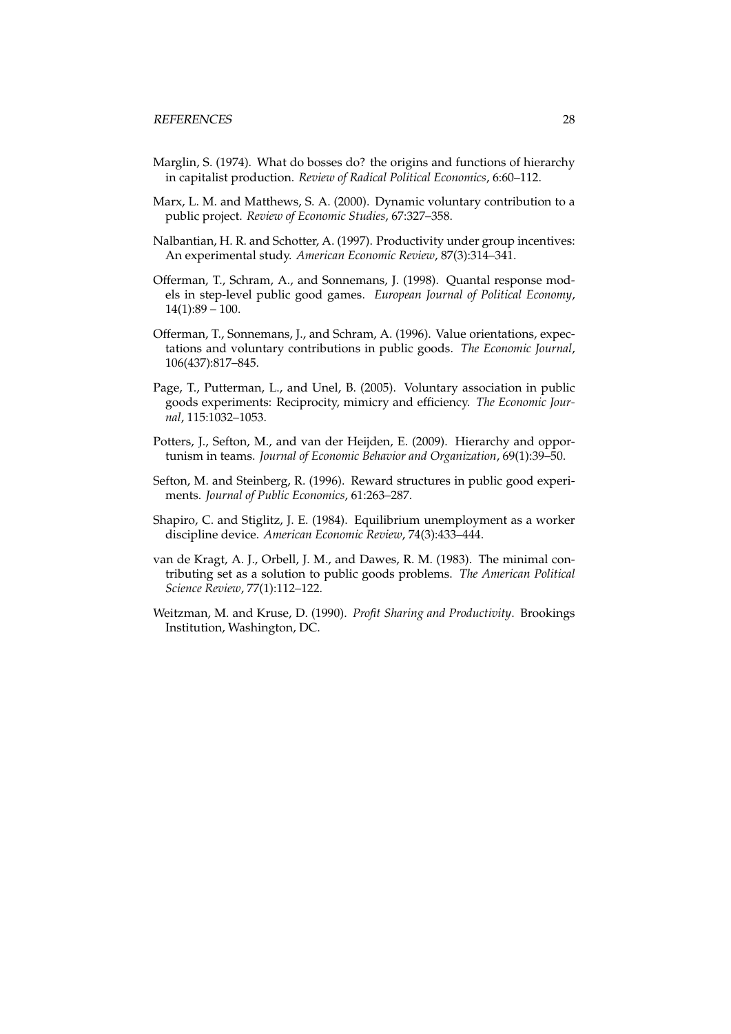Marglin, S. (1974). What do bosses do? the origins and functions of hierarchy in capitalist production. *Review of Radical Political Economics*, 6:60–112.

Marx, L. M. and Matthews, S. A. (2000). Dynamic voluntary contribution to a public project. *Review of Economic Studies*, 67:327–358.

Nalbantian, H. R. and Schotter, A. (1997). Productivity under group incentives: An experimental study. *American Economic Review*, 87(3):314–341.

Offerman, T., Schram, A., and Sonnemans, J. (1998). Quantal response models in step-level public good games. *European Journal of Political Economy*, 14(1):89 – 100.

Offerman, T., Sonnemans, J., and Schram, A. (1996). Value orientations, expectations and voluntary contributions in public goods. *The Economic Journal*, 106(437):817–845.

Page, T., Putterman, L., and Unel, B. (2005). Voluntary association in public goods experiments: Reciprocity, mimicry and efficiency. *The Economic Journal*, 115:1032–1053.

Potters, J., Sefton, M., and van der Heijden, E. (2009). Hierarchy and opportunism in teams. *Journal of Economic Behavior and Organization*, 69(1):39–50.

Sefton, M. and Steinberg, R. (1996). Reward structures in public good experiments. *Journal of Public Economics*, 61:263–287.

Shapiro, C. and Stiglitz, J. E. (1984). Equilibrium unemployment as a worker discipline device. *American Economic Review*, 74(3):433–444.

van de Kragt, A. J., Orbell, J. M., and Dawes, R. M. (1983). The minimal contributing set as a solution to public goods problems. *The American Political Science Review*, 77(1):112–122.

Weitzman, M. and Kruse, D. (1990). *Profit Sharing and Productivity*. Brookings Institution, Washington, DC.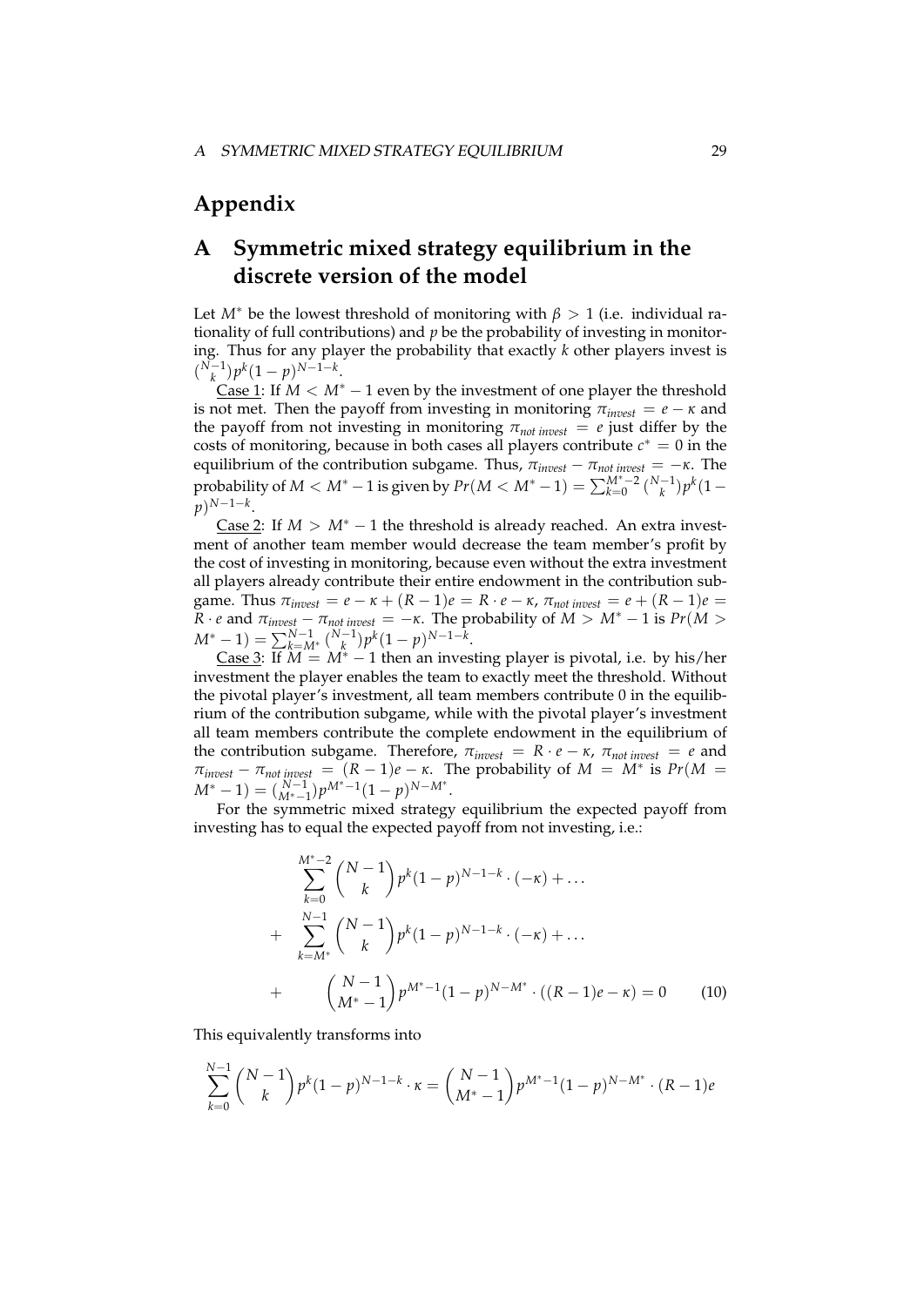# Appendix

## A Symmetric mixed strategy equilibrium in the discrete version of the model

Let $M^*$ be the lowest threshold of monitoring with $\beta > 1$ (i.e. individual rationality of full contributions) and $p$ be the probability of investing in monitoring. Thus for any player the probability that exactly $k$ other players invest is $\binom{N-1}{k} p^k (1-p)^{N-1-k}$.

<u>Case 1</u>: If $M < M^* - 1$ even by the investment of one player the threshold is not met. Then the payoff from investing in monitoring $\pi_{invest} = e - \kappa$ and the payoff from not investing in monitoring $\pi_{not\ invest} = e$ just differ by the costs of monitoring, because in both cases all players contribute $c^* = 0$ in the equilibrium of the contribution subgame. Thus, $\pi_{invest} - \pi_{not\ invest} = -\kappa$. The probability of $M < M^* - 1$ is given by $Pr(M < M^* - 1) = \sum_{k=0}^{M^*-2} \binom{N-1}{k} p^k (1-p)^{N-1-k}$.

<u>Case 2</u>: If $M > M^* - 1$ the threshold is already reached. An extra investment of another team member would decrease the team member's profit by the cost of investing in monitoring, because even without the extra investment all players already contribute their entire endowment in the contribution subgame. Thus $\pi_{invest} = e - \kappa + (R-1)e = R \cdot e - \kappa$, $\pi_{not\ invest} = e + (R-1)e = R \cdot e$ and $\pi_{invest} - \pi_{not\ invest} = -\kappa$. The probability of $M > M^* - 1$ is $Pr(M > M^* - 1) = \sum_{k=M^*}^{N-1} \binom{N-1}{k} p^k (1-p)^{N-1-k}$.

<u>Case 3</u>: If $M = M^* - 1$ then an investing player is pivotal, i.e. by his/her investment the player enables the team to exactly meet the threshold. Without the pivotal player's investment, all team members contribute 0 in the equilibrium of the contribution subgame, while with the pivotal player's investment all team members contribute the complete endowment in the equilibrium of the contribution subgame. Therefore, $\pi_{invest} = R \cdot e - \kappa$, $\pi_{not\ invest} = e$ and $\pi_{invest} - \pi_{not\ invest} = (R-1)e - \kappa$. The probability of $M = M^*$ is $Pr(M = M^* - 1) = \binom{N-1}{M^*-1} p^{M^*-1} (1-p)^{N-M^*}$.

For the symmetric mixed strategy equilibrium the expected payoff from investing has to equal the expected payoff from not investing, i.e.:

$$
\begin{aligned}
& \sum_{k=0}^{M^*-2} \binom{N-1}{k} p^k (1-p)^{N-1-k} \cdot (-\kappa) + \ldots \\
+ \quad & \sum_{k=M^*}^{N-1} \binom{N-1}{k} p^k (1-p)^{N-1-k} \cdot (-\kappa) + \ldots \\
+ \quad & \binom{N-1}{M^*-1} p^{M^*-1} (1-p)^{N-M^*} \cdot ((R-1)e - \kappa) = 0 \qquad (10)
\end{aligned}
$$

This equivalently transforms into

$$
\sum_{k=0}^{N-1} \binom{N-1}{k} p^k (1-p)^{N-1-k} \cdot \kappa = \binom{N-1}{M^*-1} p^{M^*-1} (1-p)^{N-M^*} \cdot (R-1)e
$$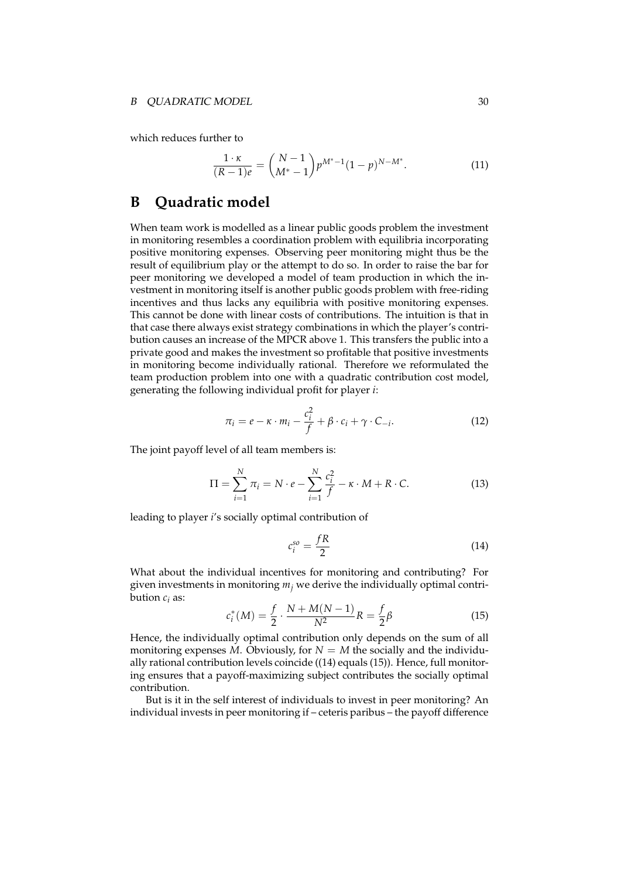which reduces further to

$$\frac{1 \cdot \kappa}{(R-1)e} = \binom{N-1}{M^*-1} p^{M^*-1}(1-p)^{N-M^*}. \tag{11}$$

# B Quadratic model

When team work is modelled as a linear public goods problem the investment in monitoring resembles a coordination problem with equilibria incorporating positive monitoring expenses. Observing peer monitoring might thus be the result of equilibrium play or the attempt to do so. In order to raise the bar for peer monitoring we developed a model of team production in which the investment in monitoring itself is another public goods problem with free-riding incentives and thus lacks any equilibria with positive monitoring expenses. This cannot be done with linear costs of contributions. The intuition is that in that case there always exist strategy combinations in which the player's contribution causes an increase of the MPCR above 1. This transfers the public into a private good and makes the investment so profitable that positive investments in monitoring become individually rational. Therefore we reformulated the team production problem into one with a quadratic contribution cost model, generating the following individual profit for player $i$:

$$\pi_i = e - \kappa \cdot m_i - \frac{c_i^2}{f} + \beta \cdot c_i + \gamma \cdot C_{-i}. \tag{12}$$

The joint payoff level of all team members is:

$$\Pi = \sum_{i=1}^{N} \pi_i = N \cdot e - \sum_{i=1}^{N} \frac{c_i^2}{f} - \kappa \cdot M + R \cdot C. \tag{13}$$

leading to player $i$'s socially optimal contribution of

$$c_i^{so} = \frac{fR}{2} \tag{14}$$

What about the individual incentives for monitoring and contributing? For given investments in monitoring $m_j$ we derive the individually optimal contribution $c_i$ as:

$$c_i^*(M) = \frac{f}{2} \cdot \frac{N + M(N-1)}{N^2} R = \frac{f}{2}\beta \tag{15}$$

Hence, the individually optimal contribution only depends on the sum of all monitoring expenses $M$. Obviously, for $N = M$ the socially and the individually rational contribution levels coincide ((14) equals (15)). Hence, full monitoring ensures that a payoff-maximizing subject contributes the socially optimal contribution.

But is it in the self interest of individuals to invest in peer monitoring? An individual invests in peer monitoring if – ceteris paribus – the payoff difference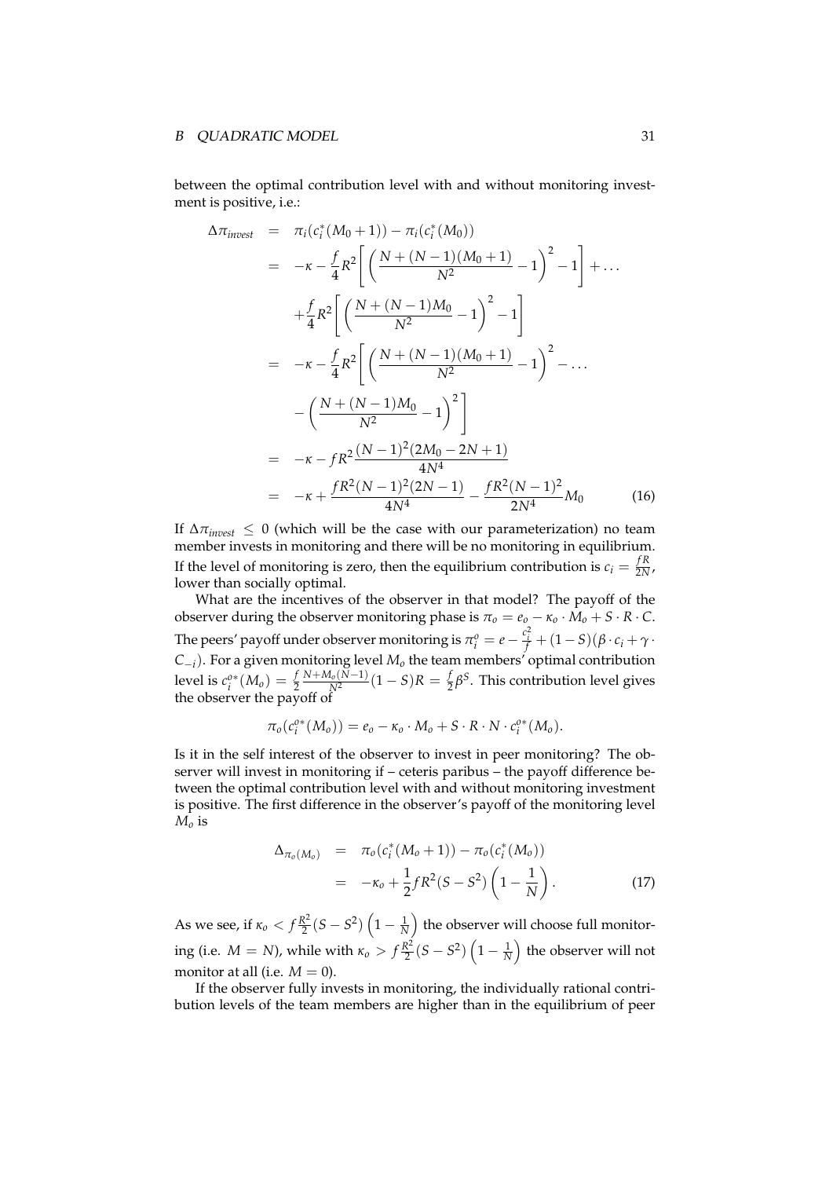between the optimal contribution level with and without monitoring investment is positive, i.e.:

$$
\begin{aligned}
\Delta\pi_{invest} &= \pi_i(c_i^*(M_0+1)) - \pi_i(c_i^*(M_0)) \\
&= -\kappa - \frac{f}{4}R^2\left[\left(\frac{N+(N-1)(M_0+1)}{N^2}-1\right)^2 - 1\right] + \dots \\
&\quad + \frac{f}{4}R^2\left[\left(\frac{N+(N-1)M_0}{N^2}-1\right)^2 - 1\right] \\
&= -\kappa - \frac{f}{4}R^2\left[\left(\frac{N+(N-1)(M_0+1)}{N^2}-1\right)^2 - \dots \right. \\
&\quad \left. - \left(\frac{N+(N-1)M_0}{N^2}-1\right)^2\right] \\
&= -\kappa - fR^2\frac{(N-1)^2(2M_0-2N+1)}{4N^4} \\
&= -\kappa + \frac{fR^2(N-1)^2(2N-1)}{4N^4} - \frac{fR^2(N-1)^2}{2N^4}M_0 \qquad (16)
\end{aligned}
$$

If $\Delta\pi_{invest} \leq 0$ (which will be the case with our parameterization) no team member invests in monitoring and there will be no monitoring in equilibrium. If the level of monitoring is zero, then the equilibrium contribution is $c_i = \frac{fR}{2N}$, lower than socially optimal.

What are the incentives of the observer in that model? The payoff of the observer during the observer monitoring phase is $\pi_o = e_o - \kappa_o \cdot M_o + S \cdot R \cdot C$. The peers' payoff under observer monitoring is $\pi_i^o = e - \frac{c_i^2}{f} + (1-S)(\beta \cdot c_i + \gamma \cdot C_{-i})$. For a given monitoring level $M_o$ the team members' optimal contribution level is $c_i^{o*}(M_o) = \frac{f}{2}\frac{N+M_o(N-1)}{N^2}(1-S)R = \frac{f}{2}\beta^S$. This contribution level gives the observer the payoff of

$$\pi_o(c_i^{o*}(M_o)) = e_o - \kappa_o \cdot M_o + S \cdot R \cdot N \cdot c_i^{o*}(M_o).$$

Is it in the self interest of the observer to invest in peer monitoring? The observer will invest in monitoring if – ceteris paribus – the payoff difference between the optimal contribution level with and without monitoring investment is positive. The first difference in the observer's payoff of the monitoring level $M_o$ is

$$
\begin{aligned}
\Delta_{\pi_o(M_o)} &= \pi_o(c_i^*(M_o+1)) - \pi_o(c_i^*(M_o)) \\
&= -\kappa_o + \frac{1}{2}fR^2(S-S^2)\left(1-\frac{1}{N}\right). \qquad (17)
\end{aligned}
$$

As we see, if $\kappa_o < f\frac{R^2}{2}(S-S^2)\left(1-\frac{1}{N}\right)$ the observer will choose full monitoring (i.e. $M = N$), while with $\kappa_o > f\frac{R^2}{2}(S-S^2)\left(1-\frac{1}{N}\right)$ the observer will not monitor at all (i.e. $M = 0$).

If the observer fully invests in monitoring, the individually rational contribution levels of the team members are higher than in the equilibrium of peer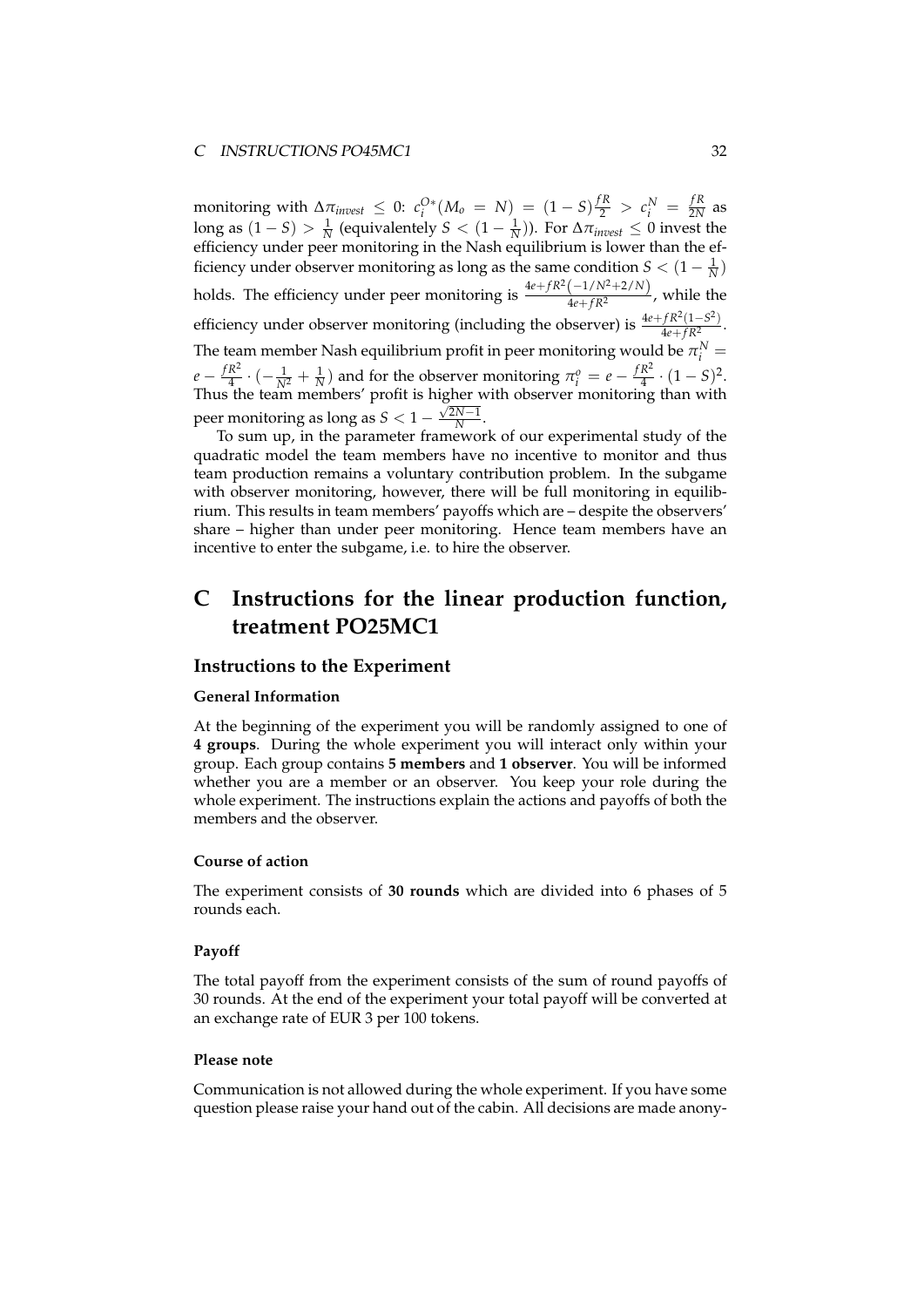monitoring with $\Delta\pi_{invest} \leq 0$: $c_i^{O*}(M_o = N) = (1-S)\frac{fR}{2} > c_i^N = \frac{fR}{2N}$ as long as $(1-S) > \frac{1}{N}$ (equivalentely $S < (1-\frac{1}{N})$). For $\Delta\pi_{invest} \leq 0$ invest the efficiency under peer monitoring in the Nash equilibrium is lower than the efficiency under observer monitoring as long as the same condition $S < (1-\frac{1}{N})$ holds. The efficiency under peer monitoring is $\frac{4e+fR^2(-1/N^2+2/N)}{4e+fR^2}$, while the efficiency under observer monitoring (including the observer) is $\frac{4e+fR^2(1-S^2)}{4e+fR^2}$. The team member Nash equilibrium profit in peer monitoring would be $\pi_i^N = e - \frac{fR^2}{4} \cdot (-\frac{1}{N^2} + \frac{1}{N})$ and for the observer monitoring $\pi_i^o = e - \frac{fR^2}{4} \cdot (1-S)^2$. Thus the team members' profit is higher with observer monitoring than with peer monitoring as long as $S < 1 - \frac{\sqrt{2N-1}}{N}$.

To sum up, in the parameter framework of our experimental study of the quadratic model the team members have no incentive to monitor and thus team production remains a voluntary contribution problem. In the subgame with observer monitoring, however, there will be full monitoring in equilibrium. This results in team members' payoffs which are – despite the observers' share – higher than under peer monitoring. Hence team members have an incentive to enter the subgame, i.e. to hire the observer.

# C Instructions for the linear production function, treatment PO25MC1

## Instructions to the Experiment

### General Information

At the beginning of the experiment you will be randomly assigned to one of **4 groups**. During the whole experiment you will interact only within your group. Each group contains **5 members** and **1 observer**. You will be informed whether you are a member or an observer. You keep your role during the whole experiment. The instructions explain the actions and payoffs of both the members and the observer.

### Course of action

The experiment consists of **30 rounds** which are divided into 6 phases of 5 rounds each.

### Payoff

The total payoff from the experiment consists of the sum of round payoffs of 30 rounds. At the end of the experiment your total payoff will be converted at an exchange rate of EUR 3 per 100 tokens.

### Please note

Communication is not allowed during the whole experiment. If you have some question please raise your hand out of the cabin. All decisions are made anony-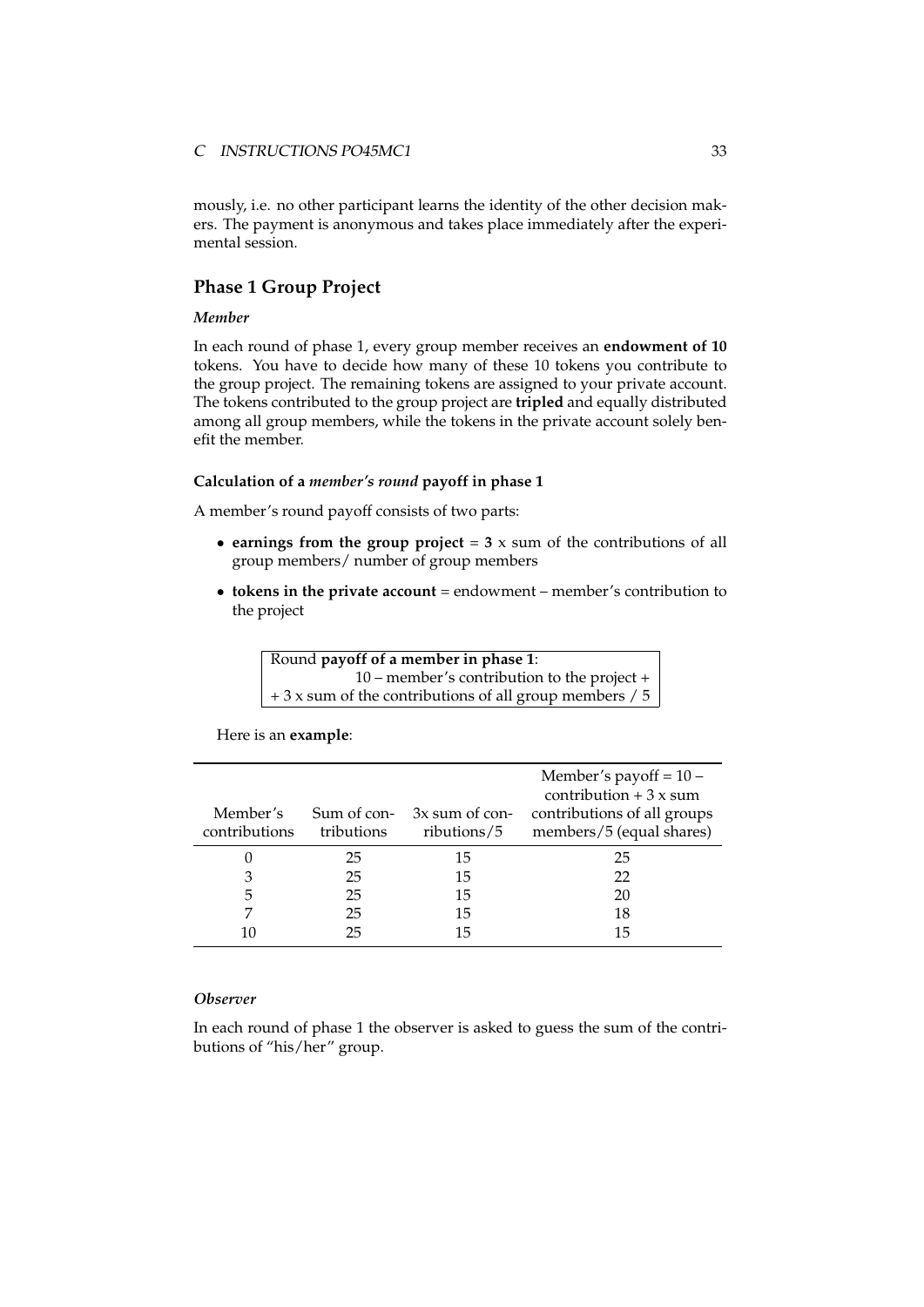mously, i.e. no other participant learns the identity of the other decision makers. The payment is anonymous and takes place immediately after the experimental session.

## Phase 1 Group Project

### *Member*

In each round of phase 1, every group member receives an **endowment of 10** tokens. You have to decide how many of these 10 tokens you contribute to the group project. The remaining tokens are assigned to your private account. The tokens contributed to the group project are **tripled** and equally distributed among all group members, while the tokens in the private account solely benefit the member.

#### Calculation of a *member's round* payoff in phase 1

A member's round payoff consists of two parts:

- **earnings from the group project** = **3** x sum of the contributions of all group members/ number of group members
- **tokens in the private account** = endowment – member's contribution to the project

| Round **payoff of a member in phase 1**: |
|---|
| 10 – member's contribution to the project + |
| + 3 x sum of the contributions of all group members / 5 |

Here is an **example**:

| Member's contributions | Sum of contributions | 3x sum of contributions/5 | Member's payoff = 10 – contribution + 3 x sum contributions of all groups members/5 (equal shares) |
|---|---|---|---|
| 0 | 25 | 15 | 25 |
| 3 | 25 | 15 | 22 |
| 5 | 25 | 15 | 20 |
| 7 | 25 | 15 | 18 |
| 10 | 25 | 15 | 15 |

### *Observer*

In each round of phase 1 the observer is asked to guess the sum of the contributions of "his/her" group.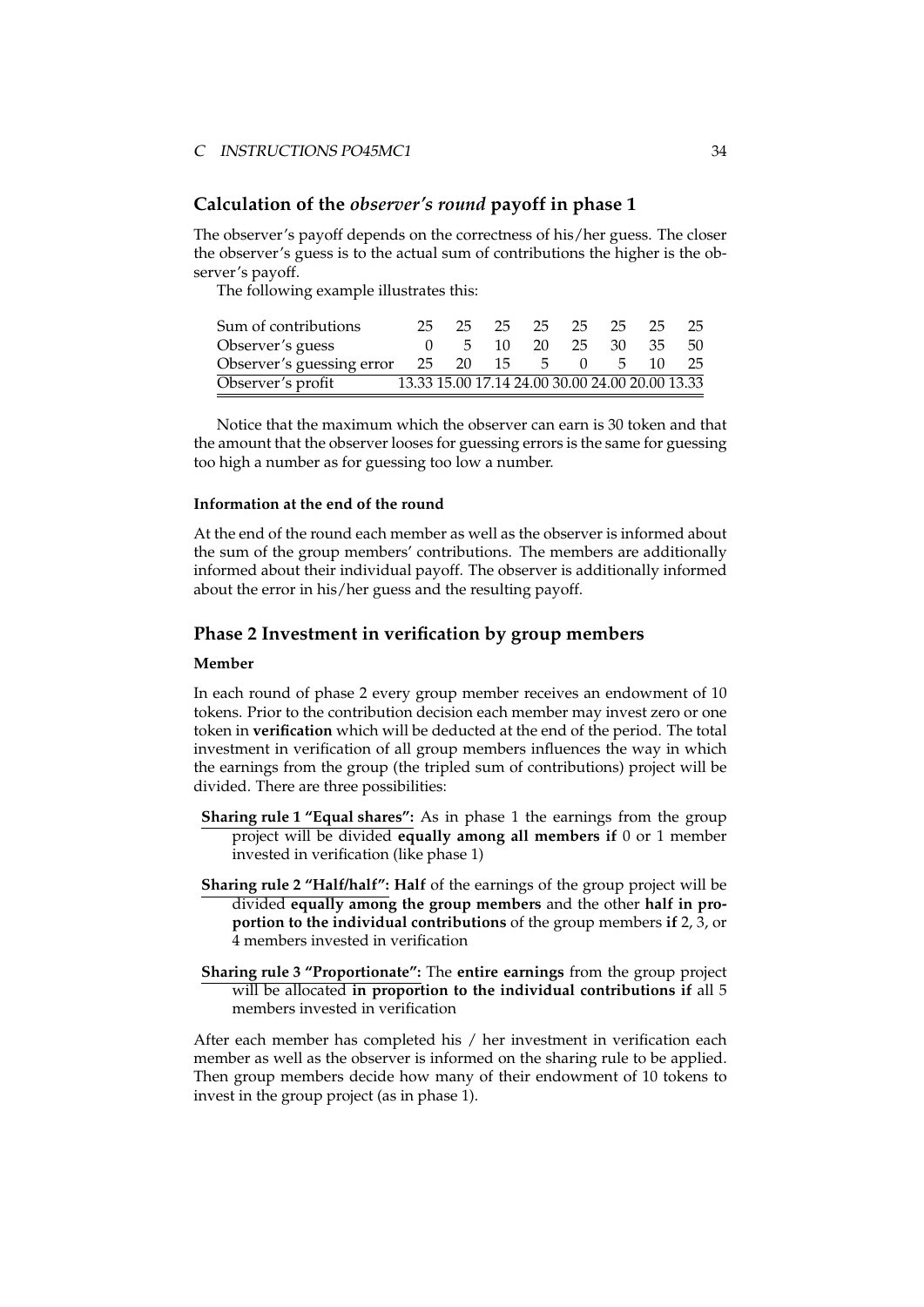## Calculation of the *observer's round* payoff in phase 1

The observer's payoff depends on the correctness of his/her guess. The closer the observer's guess is to the actual sum of contributions the higher is the observer's payoff.

The following example illustrates this:

| Sum of contributions | 25 | 25 | 25 | 25 | 25 | 25 | 25 | 25 |
|---|---|---|---|---|---|---|---|---|
| Observer's guess | 0 | 5 | 10 | 20 | 25 | 30 | 35 | 50 |
| Observer's guessing error | 25 | 20 | 15 | 5 | 0 | 5 | 10 | 25 |
| Observer's profit | 13.33 | 15.00 | 17.14 | 24.00 | 30.00 | 24.00 | 20.00 | 13.33 |

Notice that the maximum which the observer can earn is 30 token and that the amount that the observer looses for guessing errors is the same for guessing too high a number as for guessing too low a number.

#### Information at the end of the round

At the end of the round each member as well as the observer is informed about the sum of the group members' contributions. The members are additionally informed about their individual payoff. The observer is additionally informed about the error in his/her guess and the resulting payoff.

## Phase 2 Investment in verification by group members

#### Member

In each round of phase 2 every group member receives an endowment of 10 tokens. Prior to the contribution decision each member may invest zero or one token in **verification** which will be deducted at the end of the period. The total investment in verification of all group members influences the way in which the earnings from the group (the tripled sum of contributions) project will be divided. There are three possibilities:

**Sharing rule 1 "Equal shares":** As in phase 1 the earnings from the group project will be divided **equally among all members if** 0 or 1 member invested in verification (like phase 1)

**Sharing rule 2 "Half/half": Half** of the earnings of the group project will be divided **equally among the group members** and the other **half in proportion to the individual contributions** of the group members **if** 2, 3, or 4 members invested in verification

**Sharing rule 3 "Proportionate":** The **entire earnings** from the group project will be allocated **in proportion to the individual contributions if** all 5 members invested in verification

After each member has completed his / her investment in verification each member as well as the observer is informed on the sharing rule to be applied. Then group members decide how many of their endowment of 10 tokens to invest in the group project (as in phase 1).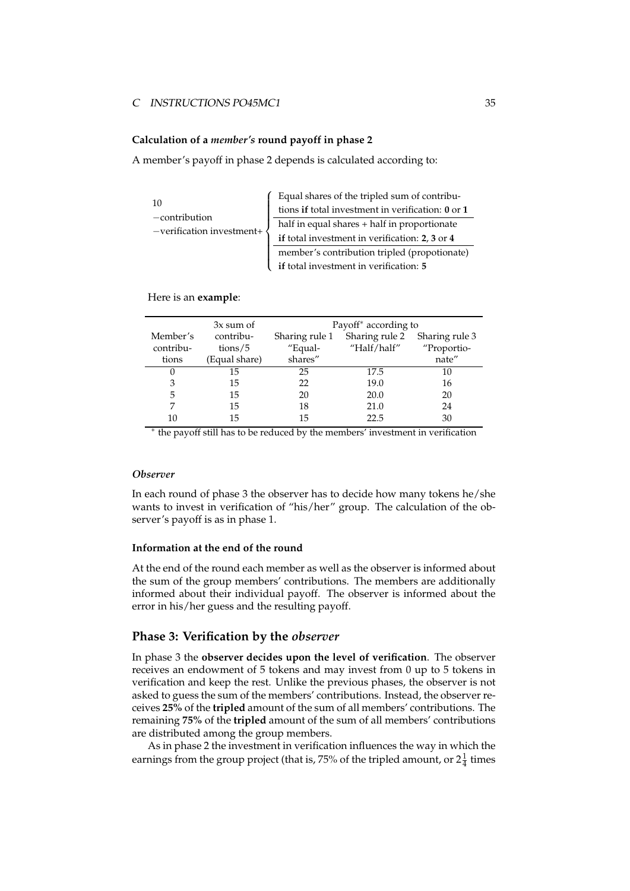#### Calculation of a *member's* round payoff in phase 2

A member's payoff in phase 2 depends is calculated according to:

$$
\begin{array}{l}
10 \\
-\text{contribution} \\
-\text{verification investment}+
\end{array}
\left\{
\begin{array}{l}
\text{Equal shares of the tripled sum of contributions } \textbf{if} \text{ total investment in verification: } \textbf{0} \text{ or } \textbf{1} \\
\hline
\text{half in equal shares + half in proportionate} \\
\textbf{if} \text{ total investment in verification: } \textbf{2}, \textbf{3} \text{ or } \textbf{4} \\
\hline
\text{member's contribution tripled (propotionate)} \\
\textbf{if} \text{ total investment in verification: } \textbf{5}
\end{array}
\right.
$$

Here is an **example**:

| Member's contributions | 3x sum of contributions/5 (Equal share) | Payoff* according to | | |
|---|---|---|---|---|
| | | Sharing rule 1 "Equal-shares" | Sharing rule 2 "Half/half" | Sharing rule 3 "Proportionate" |
| 0 | 15 | 25 | 17.5 | 10 |
| 3 | 15 | 22 | 19.0 | 16 |
| 5 | 15 | 20 | 20.0 | 20 |
| 7 | 15 | 18 | 21.0 | 24 |
| 10 | 15 | 15 | 22.5 | 30 |

\* the payoff still has to be reduced by the members' investment in verification

#### *Observer*

In each round of phase 3 the observer has to decide how many tokens he/she wants to invest in verification of "his/her" group. The calculation of the observer's payoff is as in phase 1.

#### Information at the end of the round

At the end of the round each member as well as the observer is informed about the sum of the group members' contributions. The members are additionally informed about their individual payoff. The observer is informed about the error in his/her guess and the resulting payoff.

## Phase 3: Verification by the *observer*

In phase 3 the **observer decides upon the level of verification**. The observer receives an endowment of 5 tokens and may invest from 0 up to 5 tokens in verification and keep the rest. Unlike the previous phases, the observer is not asked to guess the sum of the members' contributions. Instead, the observer receives **25%** of the **tripled** amount of the sum of all members' contributions. The remaining **75%** of the **tripled** amount of the sum of all members' contributions are distributed among the group members.

As in phase 2 the investment in verification influences the way in which the earnings from the group project (that is, 75% of the tripled amount, or $2\frac{1}{4}$ times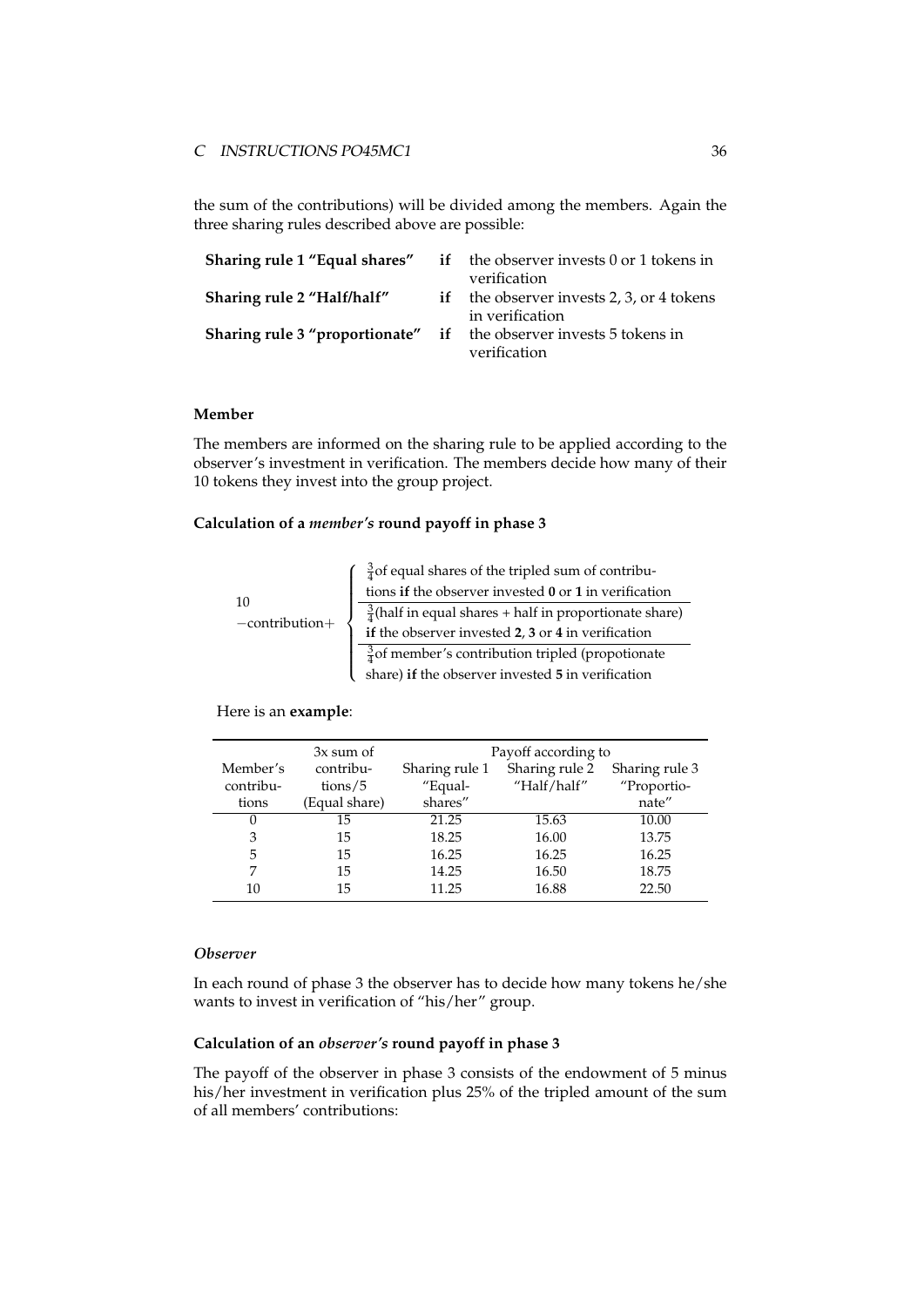the sum of the contributions) will be divided among the members. Again the three sharing rules described above are possible:

| | | |
|---|---|---|
| **Sharing rule 1 "Equal shares"** | **if** | the observer invests 0 or 1 tokens in verification |
| **Sharing rule 2 "Half/half"** | **if** | the observer invests 2, 3, or 4 tokens in verification |
| **Sharing rule 3 "proportionate"** | **if** | the observer invests 5 tokens in verification |

#### Member

The members are informed on the sharing rule to be applied according to the observer's investment in verification. The members decide how many of their 10 tokens they invest into the group project.

#### Calculation of a *member's* round payoff in phase 3

$$
10 - \text{contribution} + \begin{cases} \frac{3}{4} \text{of equal shares of the tripled sum of contributions } \textbf{if} \text{ the observer invested } \textbf{0} \text{ or } \textbf{1} \text{ in verification} \\ \frac{3}{4} \text{(half in equal shares + half in proportionate share) } \textbf{if} \text{ the observer invested } \textbf{2}, \textbf{3} \text{ or } \textbf{4} \text{ in verification} \\ \frac{3}{4} \text{of member's contribution tripled (propotionate share) } \textbf{if} \text{ the observer invested } \textbf{5} \text{ in verification} \end{cases}
$$

Here is an **example**:

| Member's contributions | 3x sum of contributions/5 (Equal share) | Payoff according to | | |
|---|---|---|---|---|
| | | Sharing rule 1 "Equal-shares" | Sharing rule 2 "Half/half" | Sharing rule 3 "Proportionate" |
| 0 | 15 | 21.25 | 15.63 | 10.00 |
| 3 | 15 | 18.25 | 16.00 | 13.75 |
| 5 | 15 | 16.25 | 16.25 | 16.25 |
| 7 | 15 | 14.25 | 16.50 | 18.75 |
| 10 | 15 | 11.25 | 16.88 | 22.50 |

#### *Observer*

In each round of phase 3 the observer has to decide how many tokens he/she wants to invest in verification of "his/her" group.

#### Calculation of an *observer's* round payoff in phase 3

The payoff of the observer in phase 3 consists of the endowment of 5 minus his/her investment in verification plus 25% of the tripled amount of the sum of all members' contributions: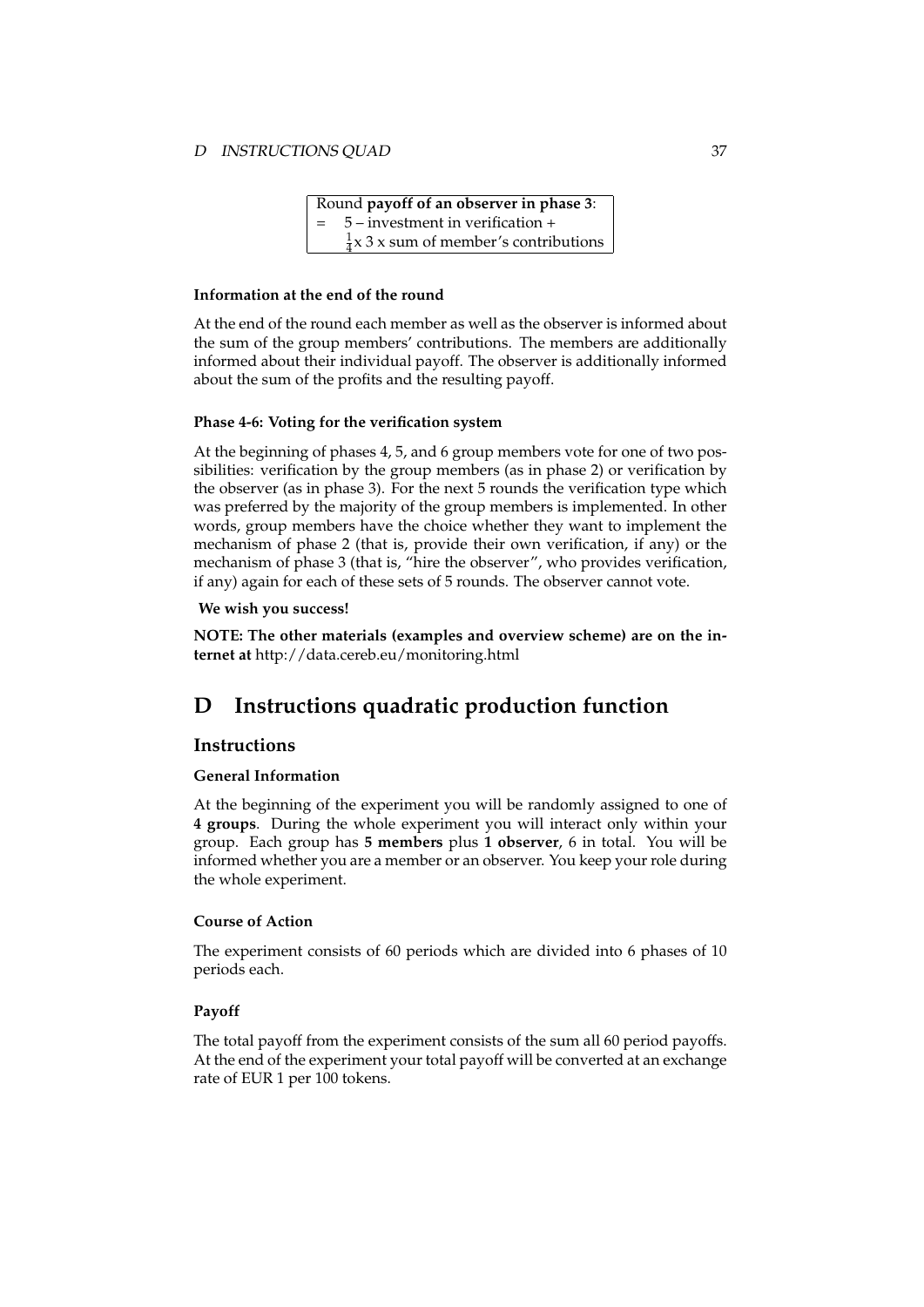| Round **payoff of an observer in phase 3**: |
|---|
| = 5 – investment in verification + |
| $\frac{1}{4}$x 3 x sum of member's contributions |

#### Information at the end of the round

At the end of the round each member as well as the observer is informed about the sum of the group members' contributions. The members are additionally informed about their individual payoff. The observer is additionally informed about the sum of the profits and the resulting payoff.

#### Phase 4-6: Voting for the verification system

At the beginning of phases 4, 5, and 6 group members vote for one of two possibilities: verification by the group members (as in phase 2) or verification by the observer (as in phase 3). For the next 5 rounds the verification type which was preferred by the majority of the group members is implemented. In other words, group members have the choice whether they want to implement the mechanism of phase 2 (that is, provide their own verification, if any) or the mechanism of phase 3 (that is, "hire the observer", who provides verification, if any) again for each of these sets of 5 rounds. The observer cannot vote.

**We wish you success!**

**NOTE: The other materials (examples and overview scheme) are on the internet at** http://data.cereb.eu/monitoring.html

# D Instructions quadratic production function

## Instructions

#### General Information

At the beginning of the experiment you will be randomly assigned to one of **4 groups**. During the whole experiment you will interact only within your group. Each group has **5 members** plus **1 observer**, 6 in total. You will be informed whether you are a member or an observer. You keep your role during the whole experiment.

#### Course of Action

The experiment consists of 60 periods which are divided into 6 phases of 10 periods each.

#### Payoff

The total payoff from the experiment consists of the sum all 60 period payoffs. At the end of the experiment your total payoff will be converted at an exchange rate of EUR 1 per 100 tokens.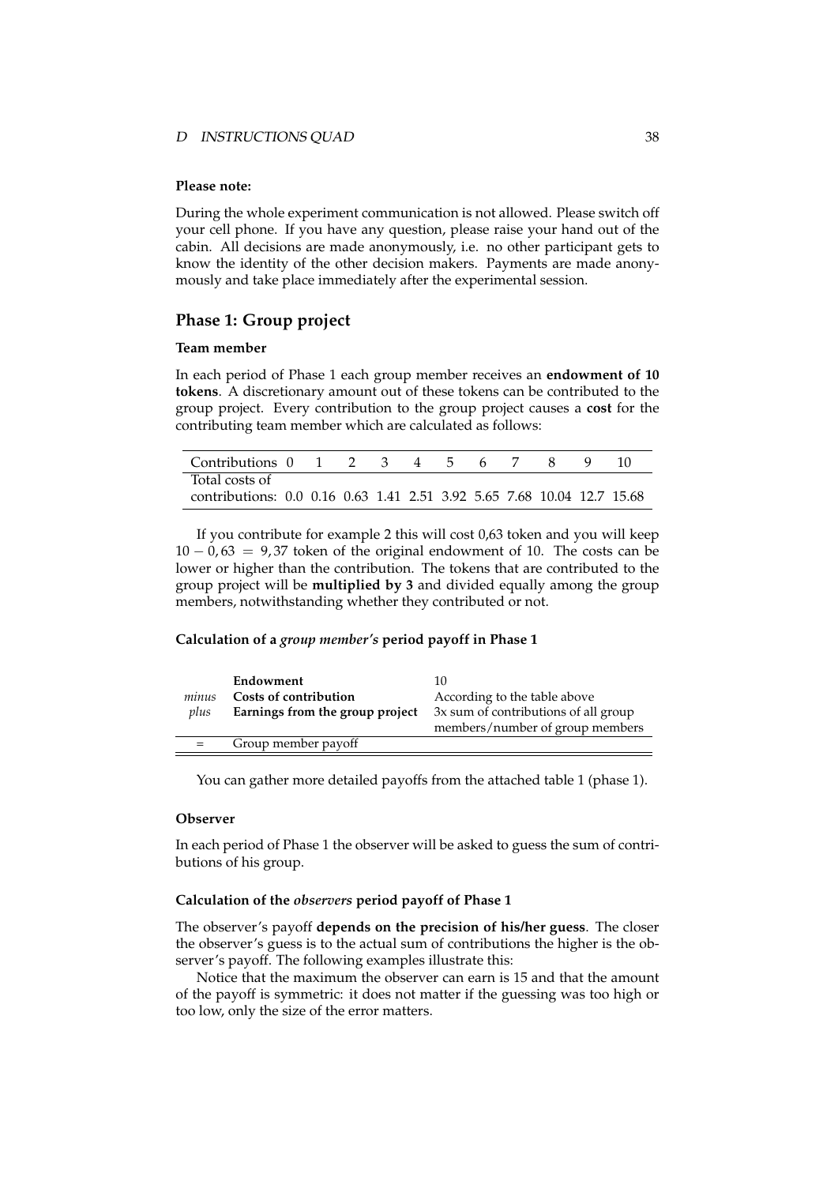**Please note:**

During the whole experiment communication is not allowed. Please switch off your cell phone. If you have any question, please raise your hand out of the cabin. All decisions are made anonymously, i.e. no other participant gets to know the identity of the other decision makers. Payments are made anonymously and take place immediately after the experimental session.

## Phase 1: Group project

### Team member

In each period of Phase 1 each group member receives an **endowment of 10 tokens**. A discretionary amount out of these tokens can be contributed to the group project. Every contribution to the group project causes a **cost** for the contributing team member which are calculated as follows:

| Contributions | 0 | 1 | 2 | 3 | 4 | 5 | 6 | 7 | 8 | 9 | 10 |
|---|---|---|---|---|---|---|---|---|---|---|---|
| Total costs of contributions: | 0.0 | 0.16 | 0.63 | 1.41 | 2.51 | 3.92 | 5.65 | 7.68 | 10.04 | 12.7 | 15.68 |

If you contribute for example 2 this will cost 0,63 token and you will keep $10 - 0,63 = 9,37$ token of the original endowment of 10. The costs can be lower or higher than the contribution. The tokens that are contributed to the group project will be **multiplied by 3** and divided equally among the group members, notwithstanding whether they contributed or not.

### Calculation of a *group member's* period payoff in Phase 1

| | | |
|---|---|---|
| | **Endowment** | 10 |
| *minus* | **Costs of contribution** | According to the table above |
| *plus* | **Earnings from the group project** | 3x sum of contributions of all group members/number of group members |
| = | Group member payoff | |

You can gather more detailed payoffs from the attached table 1 (phase 1).

### Observer

In each period of Phase 1 the observer will be asked to guess the sum of contributions of his group.

### Calculation of the *observers* period payoff of Phase 1

The observer's payoff **depends on the precision of his/her guess**. The closer the observer's guess is to the actual sum of contributions the higher is the observer's payoff. The following examples illustrate this:

Notice that the maximum the observer can earn is 15 and that the amount of the payoff is symmetric: it does not matter if the guessing was too high or too low, only the size of the error matters.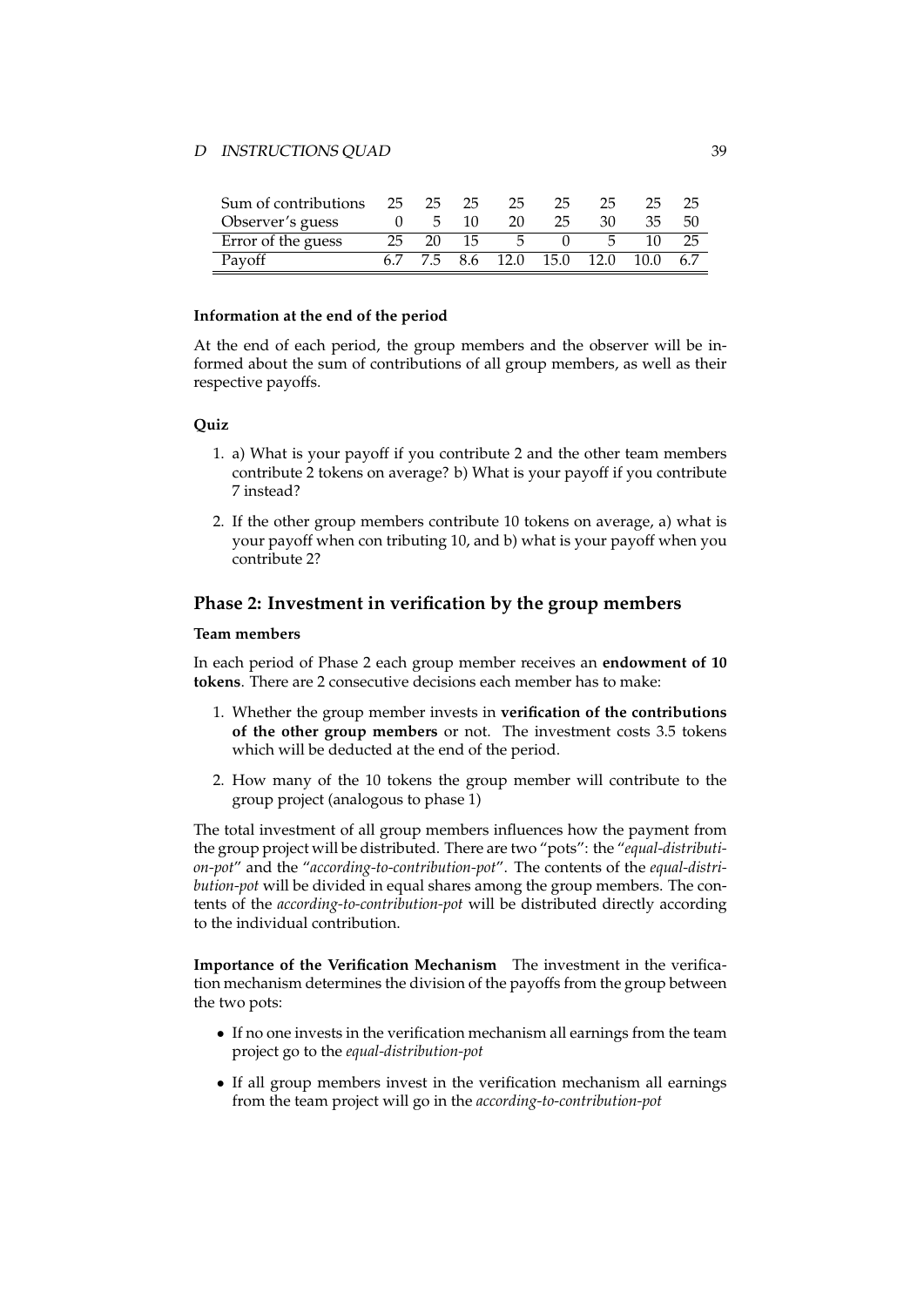| Sum of contributions | 25 | 25 | 25 | 25 | 25 | 25 | 25 | 25 |
|---|---|---|---|---|---|---|---|---|
| Observer's guess | 0 | 5 | 10 | 20 | 25 | 30 | 35 | 50 |
| Error of the guess | 25 | 20 | 15 | 5 | 0 | 5 | 10 | 25 |
| Payoff | 6.7 | 7.5 | 8.6 | 12.0 | 15.0 | 12.0 | 10.0 | 6.7 |

#### Information at the end of the period

At the end of each period, the group members and the observer will be informed about the sum of contributions of all group members, as well as their respective payoffs.

#### Quiz

1. a) What is your payoff if you contribute 2 and the other team members contribute 2 tokens on average? b) What is your payoff if you contribute 7 instead?
2. If the other group members contribute 10 tokens on average, a) what is your payoff when con tributing 10, and b) what is your payoff when you contribute 2?

### Phase 2: Investment in verification by the group members

#### Team members

In each period of Phase 2 each group member receives an **endowment of 10 tokens**. There are 2 consecutive decisions each member has to make:

1. Whether the group member invests in **verification of the contributions of the other group members** or not. The investment costs 3.5 tokens which will be deducted at the end of the period.
2. How many of the 10 tokens the group member will contribute to the group project (analogous to phase 1)

The total investment of all group members influences how the payment from the group project will be distributed. There are two "pots": the "*equal-distribution-pot*" and the "*according-to-contribution-pot*". The contents of the *equal-distribution-pot* will be divided in equal shares among the group members. The contents of the *according-to-contribution-pot* will be distributed directly according to the individual contribution.

**Importance of the Verification Mechanism** The investment in the verification mechanism determines the division of the payoffs from the group between the two pots:

- If no one invests in the verification mechanism all earnings from the team project go to the *equal-distribution-pot*
- If all group members invest in the verification mechanism all earnings from the team project will go in the *according-to-contribution-pot*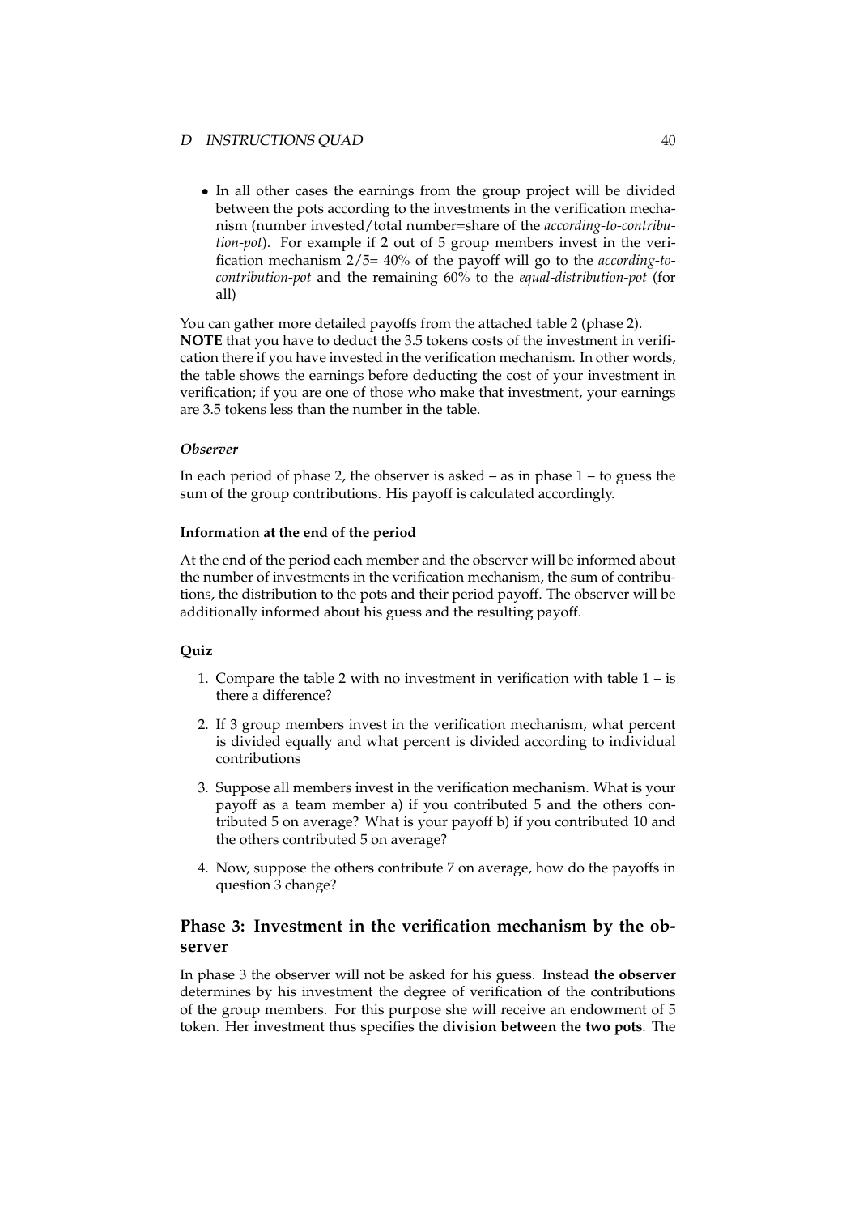- In all other cases the earnings from the group project will be divided between the pots according to the investments in the verification mechanism (number invested/total number=share of the *according-to-contribution-pot*). For example if 2 out of 5 group members invest in the verification mechanism 2/5= 40% of the payoff will go to the *according-to-contribution-pot* and the remaining 60% to the *equal-distribution-pot* (for all)

You can gather more detailed payoffs from the attached table 2 (phase 2). **NOTE** that you have to deduct the 3.5 tokens costs of the investment in verification there if you have invested in the verification mechanism. In other words, the table shows the earnings before deducting the cost of your investment in verification; if you are one of those who make that investment, your earnings are 3.5 tokens less than the number in the table.

#### *Observer*

In each period of phase 2, the observer is asked – as in phase 1 – to guess the sum of the group contributions. His payoff is calculated accordingly.

#### **Information at the end of the period**

At the end of the period each member and the observer will be informed about the number of investments in the verification mechanism, the sum of contributions, the distribution to the pots and their period payoff. The observer will be additionally informed about his guess and the resulting payoff.

#### **Quiz**

1. Compare the table 2 with no investment in verification with table 1 – is there a difference?
2. If 3 group members invest in the verification mechanism, what percent is divided equally and what percent is divided according to individual contributions
3. Suppose all members invest in the verification mechanism. What is your payoff as a team member a) if you contributed 5 and the others contributed 5 on average? What is your payoff b) if you contributed 10 and the others contributed 5 on average?
4. Now, suppose the others contribute 7 on average, how do the payoffs in question 3 change?

### **Phase 3: Investment in the verification mechanism by the observer**

In phase 3 the observer will not be asked for his guess. Instead **the observer** determines by his investment the degree of verification of the contributions of the group members. For this purpose she will receive an endowment of 5 token. Her investment thus specifies the **division between the two pots**. The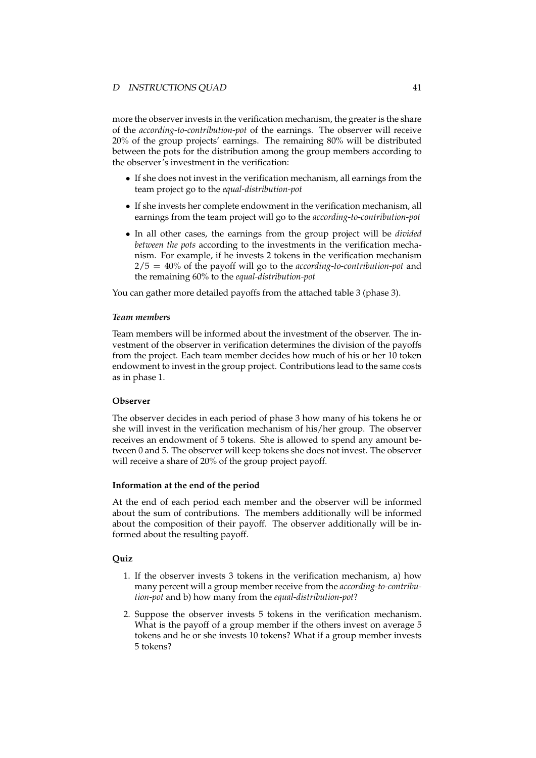more the observer invests in the verification mechanism, the greater is the share of the *according-to-contribution-pot* of the earnings. The observer will receive 20% of the group projects' earnings. The remaining 80% will be distributed between the pots for the distribution among the group members according to the observer's investment in the verification:

- If she does not invest in the verification mechanism, all earnings from the team project go to the *equal-distribution-pot*
- If she invests her complete endowment in the verification mechanism, all earnings from the team project will go to the *according-to-contribution-pot*
- In all other cases, the earnings from the group project will be *divided between the pots* according to the investments in the verification mechanism. For example, if he invests 2 tokens in the verification mechanism $2/5 = 40\%$ of the payoff will go to the *according-to-contribution-pot* and the remaining 60% to the *equal-distribution-pot*

You can gather more detailed payoffs from the attached table 3 (phase 3).

#### *Team members*

Team members will be informed about the investment of the observer. The investment of the observer in verification determines the division of the payoffs from the project. Each team member decides how much of his or her 10 token endowment to invest in the group project. Contributions lead to the same costs as in phase 1.

#### Observer

The observer decides in each period of phase 3 how many of his tokens he or she will invest in the verification mechanism of his/her group. The observer receives an endowment of 5 tokens. She is allowed to spend any amount between 0 and 5. The observer will keep tokens she does not invest. The observer will receive a share of 20% of the group project payoff.

#### Information at the end of the period

At the end of each period each member and the observer will be informed about the sum of contributions. The members additionally will be informed about the composition of their payoff. The observer additionally will be informed about the resulting payoff.

#### Quiz

1. If the observer invests 3 tokens in the verification mechanism, a) how many percent will a group member receive from the *according-to-contribution-pot* and b) how many from the *equal-distribution-pot*?
2. Suppose the observer invests 5 tokens in the verification mechanism. What is the payoff of a group member if the others invest on average 5 tokens and he or she invests 10 tokens? What if a group member invests 5 tokens?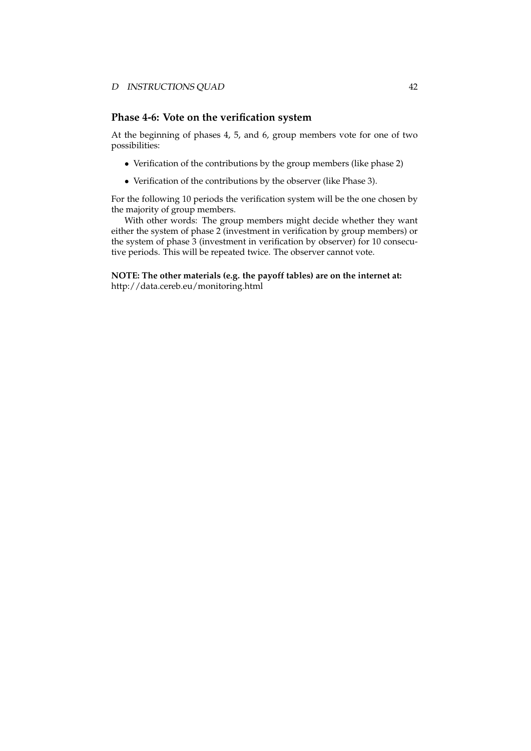## Phase 4-6: Vote on the verification system

At the beginning of phases 4, 5, and 6, group members vote for one of two possibilities:

- Verification of the contributions by the group members (like phase 2)
- Verification of the contributions by the observer (like Phase 3).

For the following 10 periods the verification system will be the one chosen by the majority of group members.

With other words: The group members might decide whether they want either the system of phase 2 (investment in verification by group members) or the system of phase 3 (investment in verification by observer) for 10 consecutive periods. This will be repeated twice. The observer cannot vote.

**NOTE: The other materials (e.g. the payoff tables) are on the internet at:**
http://data.cereb.eu/monitoring.html